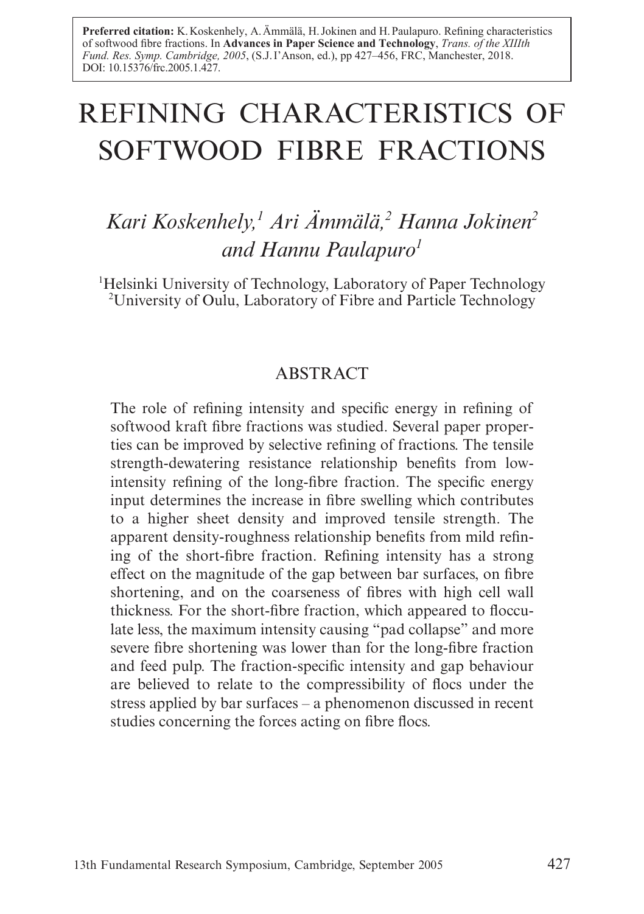**Preferred citation:** K. Koskenhely, A. Ämmälä, H. Jokinen and H. Paulapuro. Refining characteristics of softwood fibre fractions. In **Advances in Paper Science and Technology**, *Trans. of the XIIIth Fund. Res. Symp. Cambridge, 2005*, (S.J. I'Anson, ed.), pp 427–456, FRC, Manchester, 2018. DOI: 10.15376/frc.2005.1.427.

# REFINING CHARACTERISTICS OF SOFTWOOD FIBRE FRACTIONS

*Kari Koskenhely,[1] Ari Ämmälä,[2] Hanna Jokinen[2] and Hannu Paulapuro[1]*

[1]Helsinki University of Technology, Laboratory of Paper Technology
[2]University of Oulu, Laboratory of Fibre and Particle Technology

## ABSTRACT

The role of refining intensity and specific energy in refining of softwood kraft fibre fractions was studied. Several paper properties can be improved by selective refining of fractions. The tensile strength-dewatering resistance relationship benefits from low-intensity refining of the long-fibre fraction. The specific energy input determines the increase in fibre swelling which contributes to a higher sheet density and improved tensile strength. The apparent density-roughness relationship benefits from mild refining of the short-fibre fraction. Refining intensity has a strong effect on the magnitude of the gap between bar surfaces, on fibre shortening, and on the coarseness of fibres with high cell wall thickness. For the short-fibre fraction, which appeared to flocculate less, the maximum intensity causing "pad collapse" and more severe fibre shortening was lower than for the long-fibre fraction and feed pulp. The fraction-specific intensity and gap behaviour are believed to relate to the compressibility of flocs under the stress applied by bar surfaces – a phenomenon discussed in recent studies concerning the forces acting on fibre flocs.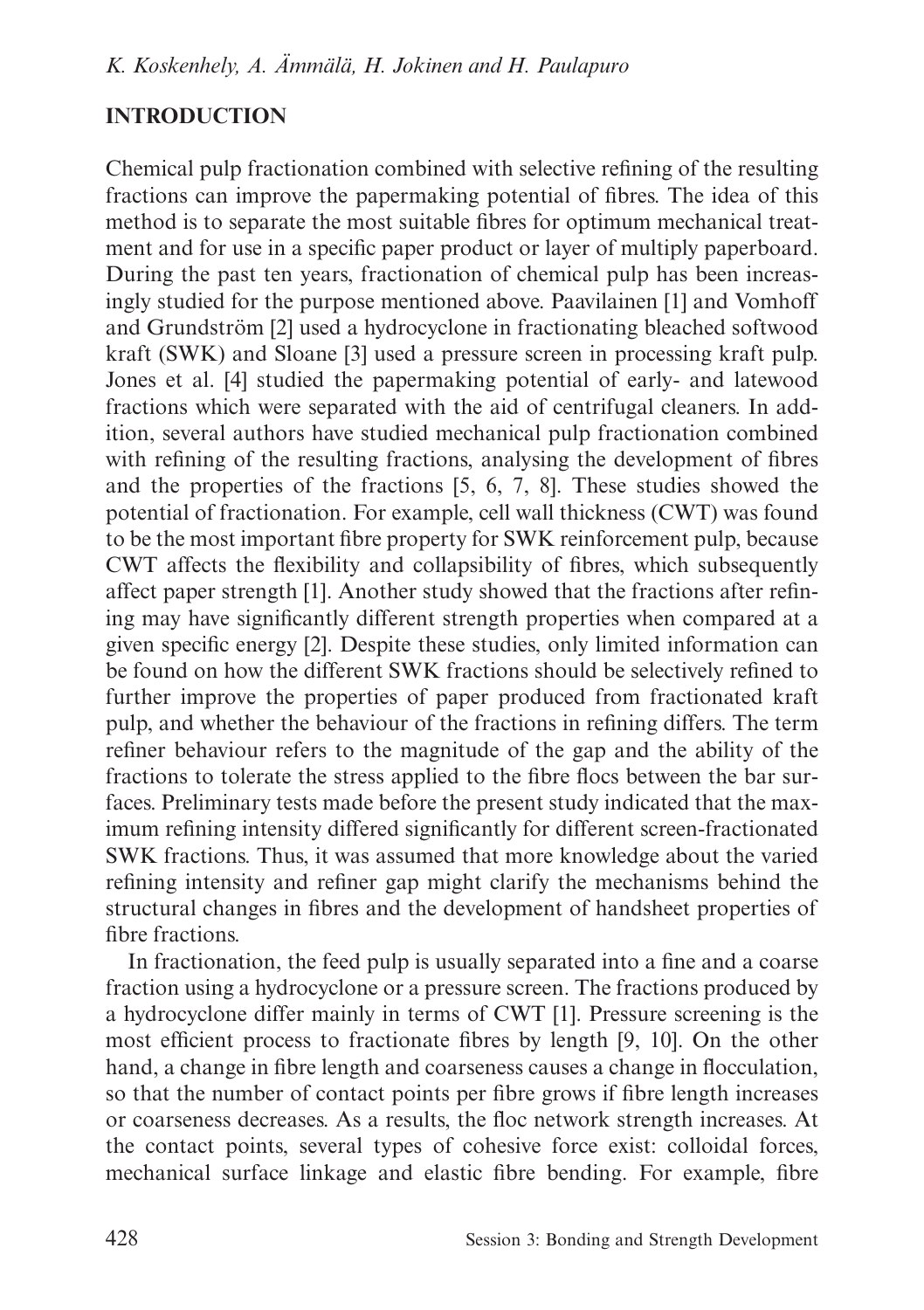## INTRODUCTION

Chemical pulp fractionation combined with selective refining of the resulting fractions can improve the papermaking potential of fibres. The idea of this method is to separate the most suitable fibres for optimum mechanical treatment and for use in a specific paper product or layer of multiply paperboard. During the past ten years, fractionation of chemical pulp has been increasingly studied for the purpose mentioned above. Paavilainen [1] and Vomhoff and Grundström [2] used a hydrocyclone in fractionating bleached softwood kraft (SWK) and Sloane [3] used a pressure screen in processing kraft pulp. Jones et al. [4] studied the papermaking potential of early- and latewood fractions which were separated with the aid of centrifugal cleaners. In addition, several authors have studied mechanical pulp fractionation combined with refining of the resulting fractions, analysing the development of fibres and the properties of the fractions [5, 6, 7, 8]. These studies showed the potential of fractionation. For example, cell wall thickness (CWT) was found to be the most important fibre property for SWK reinforcement pulp, because CWT affects the flexibility and collapsibility of fibres, which subsequently affect paper strength [1]. Another study showed that the fractions after refining may have significantly different strength properties when compared at a given specific energy [2]. Despite these studies, only limited information can be found on how the different SWK fractions should be selectively refined to further improve the properties of paper produced from fractionated kraft pulp, and whether the behaviour of the fractions in refining differs. The term refiner behaviour refers to the magnitude of the gap and the ability of the fractions to tolerate the stress applied to the fibre flocs between the bar surfaces. Preliminary tests made before the present study indicated that the maximum refining intensity differed significantly for different screen-fractionated SWK fractions. Thus, it was assumed that more knowledge about the varied refining intensity and refiner gap might clarify the mechanisms behind the structural changes in fibres and the development of handsheet properties of fibre fractions.

In fractionation, the feed pulp is usually separated into a fine and a coarse fraction using a hydrocyclone or a pressure screen. The fractions produced by a hydrocyclone differ mainly in terms of CWT [1]. Pressure screening is the most efficient process to fractionate fibres by length [9, 10]. On the other hand, a change in fibre length and coarseness causes a change in flocculation, so that the number of contact points per fibre grows if fibre length increases or coarseness decreases. As a results, the floc network strength increases. At the contact points, several types of cohesive force exist: colloidal forces, mechanical surface linkage and elastic fibre bending. For example, fibre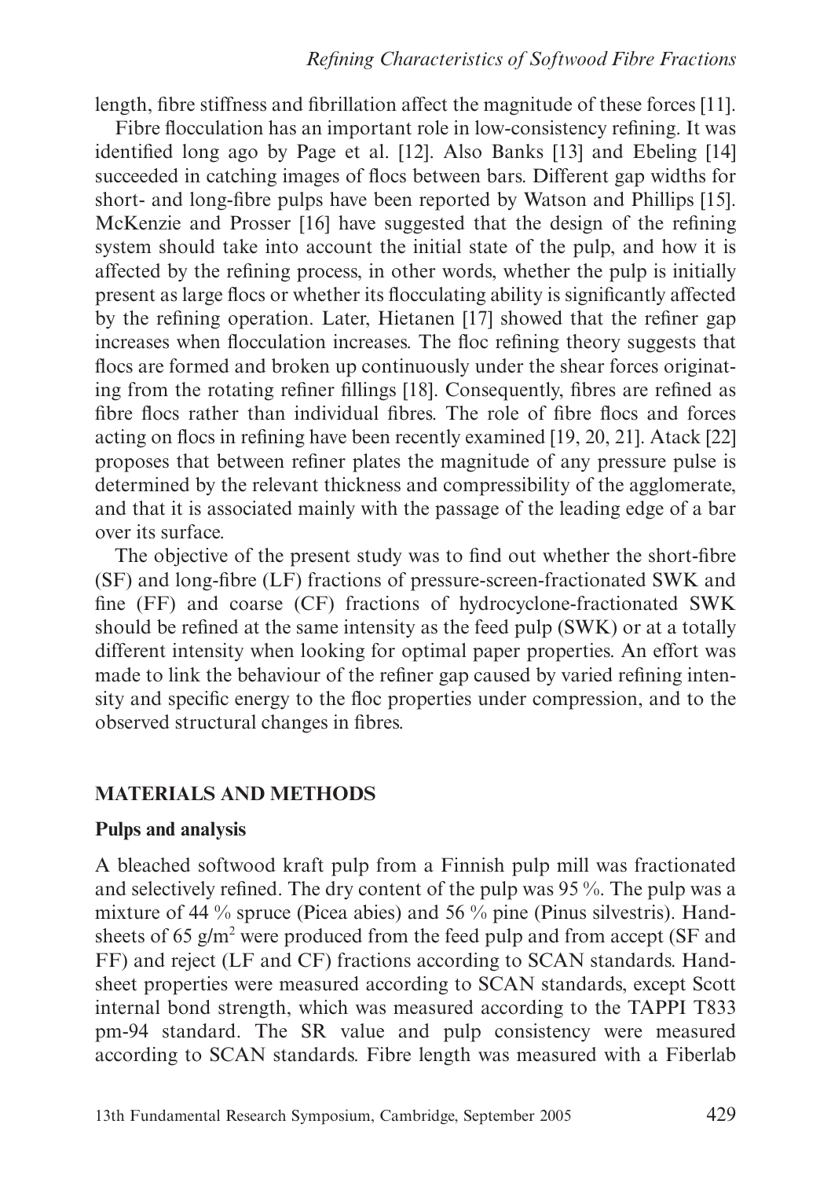length, fibre stiffness and fibrillation affect the magnitude of these forces [11].

Fibre flocculation has an important role in low-consistency refining. It was identified long ago by Page et al. [12]. Also Banks [13] and Ebeling [14] succeeded in catching images of flocs between bars. Different gap widths for short- and long-fibre pulps have been reported by Watson and Phillips [15]. McKenzie and Prosser [16] have suggested that the design of the refining system should take into account the initial state of the pulp, and how it is affected by the refining process, in other words, whether the pulp is initially present as large flocs or whether its flocculating ability is significantly affected by the refining operation. Later, Hietanen [17] showed that the refiner gap increases when flocculation increases. The floc refining theory suggests that flocs are formed and broken up continuously under the shear forces originating from the rotating refiner fillings [18]. Consequently, fibres are refined as fibre flocs rather than individual fibres. The role of fibre flocs and forces acting on flocs in refining have been recently examined [19, 20, 21]. Atack [22] proposes that between refiner plates the magnitude of any pressure pulse is determined by the relevant thickness and compressibility of the agglomerate, and that it is associated mainly with the passage of the leading edge of a bar over its surface.

The objective of the present study was to find out whether the short-fibre (SF) and long-fibre (LF) fractions of pressure-screen-fractionated SWK and fine (FF) and coarse (CF) fractions of hydrocyclone-fractionated SWK should be refined at the same intensity as the feed pulp (SWK) or at a totally different intensity when looking for optimal paper properties. An effort was made to link the behaviour of the refiner gap caused by varied refining intensity and specific energy to the floc properties under compression, and to the observed structural changes in fibres.

## MATERIALS AND METHODS

### Pulps and analysis

A bleached softwood kraft pulp from a Finnish pulp mill was fractionated and selectively refined. The dry content of the pulp was 95 %. The pulp was a mixture of 44 % spruce (Picea abies) and 56 % pine (Pinus silvestris). Handsheets of 65 g/m$^2$ were produced from the feed pulp and from accept (SF and FF) and reject (LF and CF) fractions according to SCAN standards. Handsheet properties were measured according to SCAN standards, except Scott internal bond strength, which was measured according to the TAPPI T833 pm-94 standard. The SR value and pulp consistency were measured according to SCAN standards. Fibre length was measured with a Fiberlab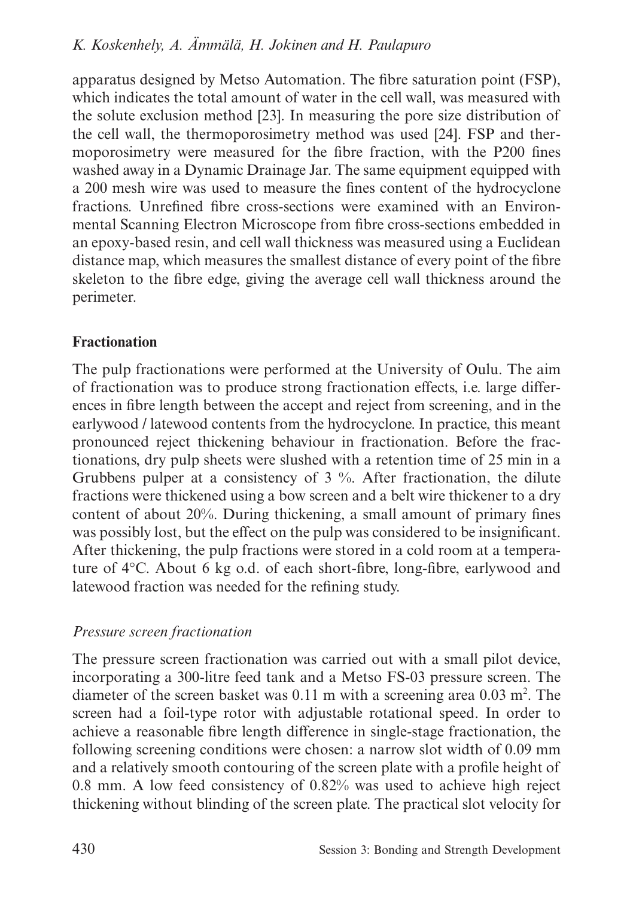apparatus designed by Metso Automation. The fibre saturation point (FSP), which indicates the total amount of water in the cell wall, was measured with the solute exclusion method [23]. In measuring the pore size distribution of the cell wall, the thermoporosimetry method was used [24]. FSP and thermoporosimetry were measured for the fibre fraction, with the P200 fines washed away in a Dynamic Drainage Jar. The same equipment equipped with a 200 mesh wire was used to measure the fines content of the hydrocyclone fractions. Unrefined fibre cross-sections were examined with an Environmental Scanning Electron Microscope from fibre cross-sections embedded in an epoxy-based resin, and cell wall thickness was measured using a Euclidean distance map, which measures the smallest distance of every point of the fibre skeleton to the fibre edge, giving the average cell wall thickness around the perimeter.

## Fractionation

The pulp fractionations were performed at the University of Oulu. The aim of fractionation was to produce strong fractionation effects, i.e. large differences in fibre length between the accept and reject from screening, and in the earlywood / latewood contents from the hydrocyclone. In practice, this meant pronounced reject thickening behaviour in fractionation. Before the fractionations, dry pulp sheets were slushed with a retention time of 25 min in a Grubbens pulper at a consistency of 3 %. After fractionation, the dilute fractions were thickened using a bow screen and a belt wire thickener to a dry content of about 20%. During thickening, a small amount of primary fines was possibly lost, but the effect on the pulp was considered to be insignificant. After thickening, the pulp fractions were stored in a cold room at a temperature of 4°C. About 6 kg o.d. of each short-fibre, long-fibre, earlywood and latewood fraction was needed for the refining study.

### *Pressure screen fractionation*

The pressure screen fractionation was carried out with a small pilot device, incorporating a 300-litre feed tank and a Metso FS-03 pressure screen. The diameter of the screen basket was 0.11 m with a screening area 0.03 $m^2$. The screen had a foil-type rotor with adjustable rotational speed. In order to achieve a reasonable fibre length difference in single-stage fractionation, the following screening conditions were chosen: a narrow slot width of 0.09 mm and a relatively smooth contouring of the screen plate with a profile height of 0.8 mm. A low feed consistency of 0.82% was used to achieve high reject thickening without blinding of the screen plate. The practical slot velocity for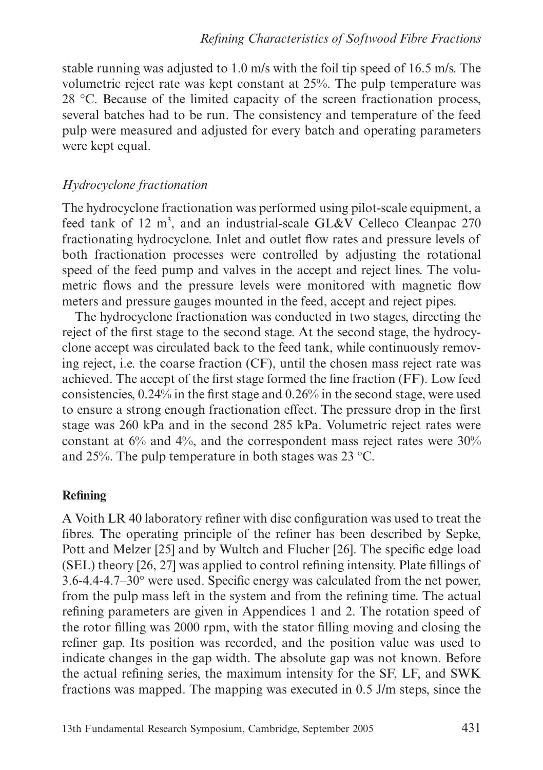stable running was adjusted to 1.0 m/s with the foil tip speed of 16.5 m/s. The volumetric reject rate was kept constant at 25%. The pulp temperature was 28 °C. Because of the limited capacity of the screen fractionation process, several batches had to be run. The consistency and temperature of the feed pulp were measured and adjusted for every batch and operating parameters were kept equal.

### *Hydrocyclone fractionation*

The hydrocyclone fractionation was performed using pilot-scale equipment, a feed tank of 12 $m^3$, and an industrial-scale GL&V Celleco Cleanpac 270 fractionating hydrocyclone. Inlet and outlet flow rates and pressure levels of both fractionation processes were controlled by adjusting the rotational speed of the feed pump and valves in the accept and reject lines. The volumetric flows and the pressure levels were monitored with magnetic flow meters and pressure gauges mounted in the feed, accept and reject pipes.

The hydrocyclone fractionation was conducted in two stages, directing the reject of the first stage to the second stage. At the second stage, the hydrocyclone accept was circulated back to the feed tank, while continuously removing reject, i.e. the coarse fraction (CF), until the chosen mass reject rate was achieved. The accept of the first stage formed the fine fraction (FF). Low feed consistencies, 0.24% in the first stage and 0.26% in the second stage, were used to ensure a strong enough fractionation effect. The pressure drop in the first stage was 260 kPa and in the second 285 kPa. Volumetric reject rates were constant at 6% and 4%, and the correspondent mass reject rates were 30% and 25%. The pulp temperature in both stages was 23 °C.

## **Refining**

A Voith LR 40 laboratory refiner with disc configuration was used to treat the fibres. The operating principle of the refiner has been described by Sepke, Pott and Melzer [25] and by Wultch and Flucher [26]. The specific edge load (SEL) theory [26, 27] was applied to control refining intensity. Plate fillings of 3.6-4.4-4.7–30° were used. Specific energy was calculated from the net power, from the pulp mass left in the system and from the refining time. The actual refining parameters are given in Appendices 1 and 2. The rotation speed of the rotor filling was 2000 rpm, with the stator filling moving and closing the refiner gap. Its position was recorded, and the position value was used to indicate changes in the gap width. The absolute gap was not known. Before the actual refining series, the maximum intensity for the SF, LF, and SWK fractions was mapped. The mapping was executed in 0.5 J/m steps, since the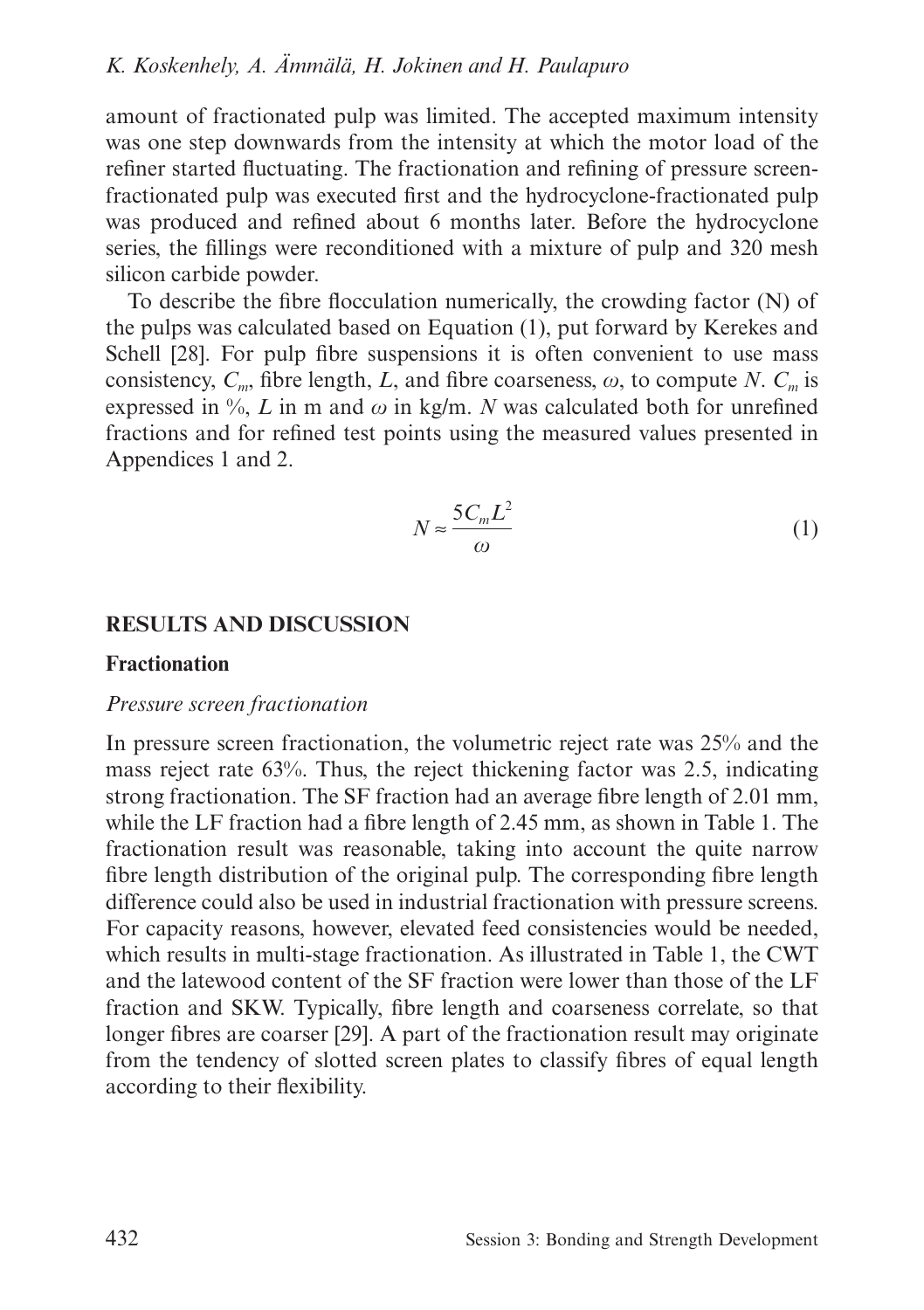amount of fractionated pulp was limited. The accepted maximum intensity was one step downwards from the intensity at which the motor load of the refiner started fluctuating. The fractionation and refining of pressure screen-fractionated pulp was executed first and the hydrocyclone-fractionated pulp was produced and refined about 6 months later. Before the hydrocyclone series, the fillings were reconditioned with a mixture of pulp and 320 mesh silicon carbide powder.

To describe the fibre flocculation numerically, the crowding factor (N) of the pulps was calculated based on Equation (1), put forward by Kerekes and Schell [28]. For pulp fibre suspensions it is often convenient to use mass consistency, $C_m$, fibre length, $L$, and fibre coarseness, $\omega$, to compute $N$. $C_m$ is expressed in %, $L$ in m and $\omega$ in kg/m. $N$ was calculated both for unrefined fractions and for refined test points using the measured values presented in Appendices 1 and 2.

$$N \approx \frac{5C_m L^2}{\omega} \tag{1}$$

## RESULTS AND DISCUSSION

### Fractionation

#### *Pressure screen fractionation*

In pressure screen fractionation, the volumetric reject rate was 25% and the mass reject rate 63%. Thus, the reject thickening factor was 2.5, indicating strong fractionation. The SF fraction had an average fibre length of 2.01 mm, while the LF fraction had a fibre length of 2.45 mm, as shown in Table 1. The fractionation result was reasonable, taking into account the quite narrow fibre length distribution of the original pulp. The corresponding fibre length difference could also be used in industrial fractionation with pressure screens. For capacity reasons, however, elevated feed consistencies would be needed, which results in multi-stage fractionation. As illustrated in Table 1, the CWT and the latewood content of the SF fraction were lower than those of the LF fraction and SKW. Typically, fibre length and coarseness correlate, so that longer fibres are coarser [29]. A part of the fractionation result may originate from the tendency of slotted screen plates to classify fibres of equal length according to their flexibility.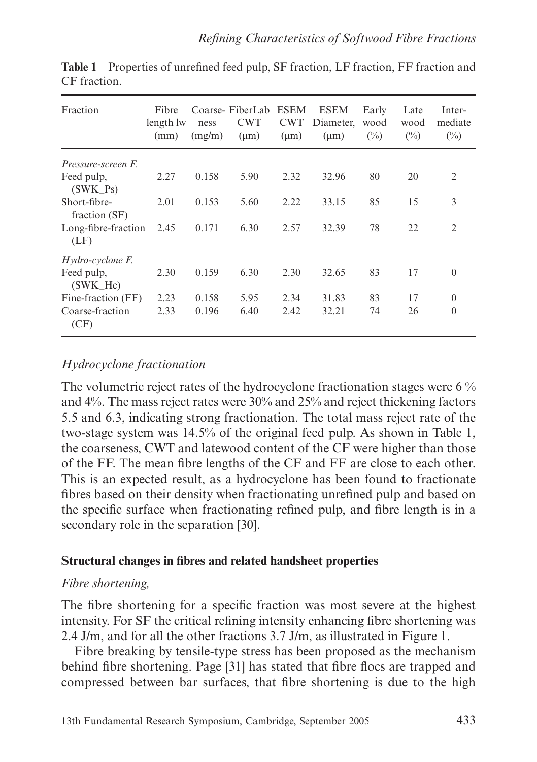**Table 1** Properties of unrefined feed pulp, SF fraction, LF fraction, FF fraction and CF fraction.

| Fraction | Fibre length lw (mm) | Coarse-ness (mg/m) | FiberLab CWT (μm) | ESEM CWT (μm) | ESEM Diameter, (μm) | Early wood (%) | Late wood (%) | Inter-mediate (%) |
|---|---|---|---|---|---|---|---|---|
| *Pressure-screen F.* | | | | | | | | |
| Feed pulp, (SWK_Ps) | 2.27 | 0.158 | 5.90 | 2.32 | 32.96 | 80 | 20 | 2 |
| Short-fibre-fraction (SF) | 2.01 | 0.153 | 5.60 | 2.22 | 33.15 | 85 | 15 | 3 |
| Long-fibre-fraction (LF) | 2.45 | 0.171 | 6.30 | 2.57 | 32.39 | 78 | 22 | 2 |
| *Hydro-cyclone F.* | | | | | | | | |
| Feed pulp, (SWK_Hc) | 2.30 | 0.159 | 6.30 | 2.30 | 32.65 | 83 | 17 | 0 |
| Fine-fraction (FF) | 2.23 | 0.158 | 5.95 | 2.34 | 31.83 | 83 | 17 | 0 |
| Coarse-fraction (CF) | 2.33 | 0.196 | 6.40 | 2.42 | 32.21 | 74 | 26 | 0 |

*Hydrocyclone fractionation*

The volumetric reject rates of the hydrocyclone fractionation stages were 6 % and 4%. The mass reject rates were 30% and 25% and reject thickening factors 5.5 and 6.3, indicating strong fractionation. The total mass reject rate of the two-stage system was 14.5% of the original feed pulp. As shown in Table 1, the coarseness, CWT and latewood content of the CF were higher than those of the FF. The mean fibre lengths of the CF and FF are close to each other. This is an expected result, as a hydrocyclone has been found to fractionate fibres based on their density when fractionating unrefined pulp and based on the specific surface when fractionating refined pulp, and fibre length is in a secondary role in the separation [30].

**Structural changes in fibres and related handsheet properties**

*Fibre shortening,*

The fibre shortening for a specific fraction was most severe at the highest intensity. For SF the critical refining intensity enhancing fibre shortening was 2.4 J/m, and for all the other fractions 3.7 J/m, as illustrated in Figure 1.

Fibre breaking by tensile-type stress has been proposed as the mechanism behind fibre shortening. Page [31] has stated that fibre flocs are trapped and compressed between bar surfaces, that fibre shortening is due to the high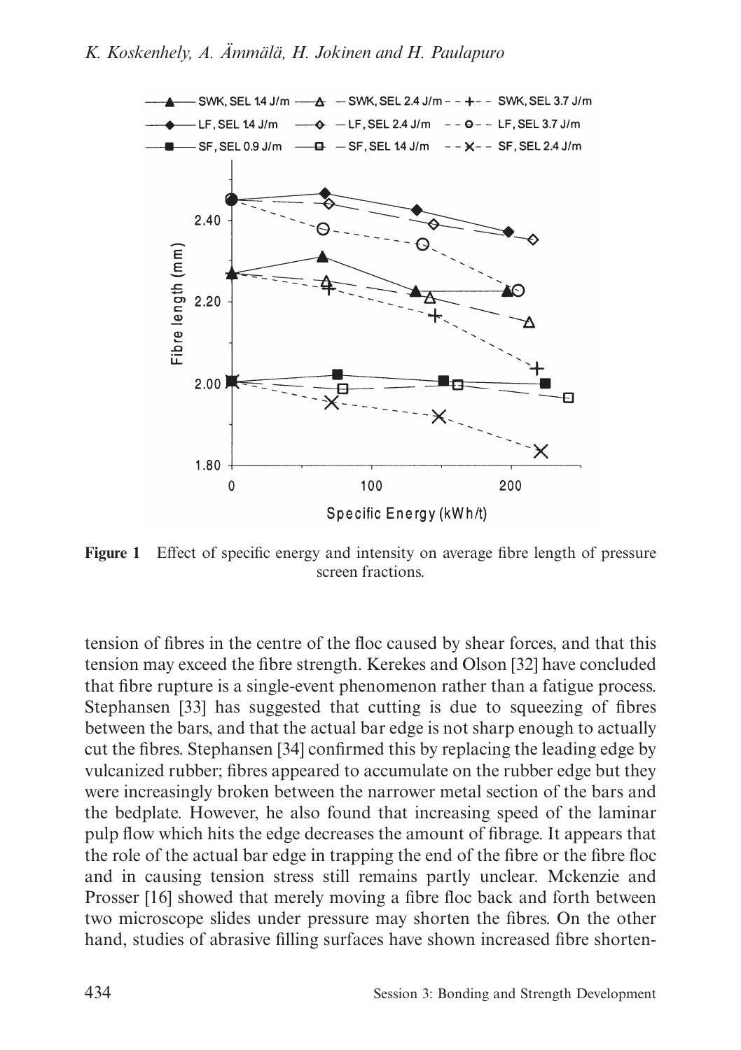**Figure 1** Effect of specific energy and intensity on average fibre length of pressure screen fractions.

tension of fibres in the centre of the floc caused by shear forces, and that this tension may exceed the fibre strength. Kerekes and Olson [32] have concluded that fibre rupture is a single-event phenomenon rather than a fatigue process. Stephansen [33] has suggested that cutting is due to squeezing of fibres between the bars, and that the actual bar edge is not sharp enough to actually cut the fibres. Stephansen [34] confirmed this by replacing the leading edge by vulcanized rubber; fibres appeared to accumulate on the rubber edge but they were increasingly broken between the narrower metal section of the bars and the bedplate. However, he also found that increasing speed of the laminar pulp flow which hits the edge decreases the amount of fibrage. It appears that the role of the actual bar edge in trapping the end of the fibre or the fibre floc and in causing tension stress still remains partly unclear. Mckenzie and Prosser [16] showed that merely moving a fibre floc back and forth between two microscope slides under pressure may shorten the fibres. On the other hand, studies of abrasive filling surfaces have shown increased fibre shorten-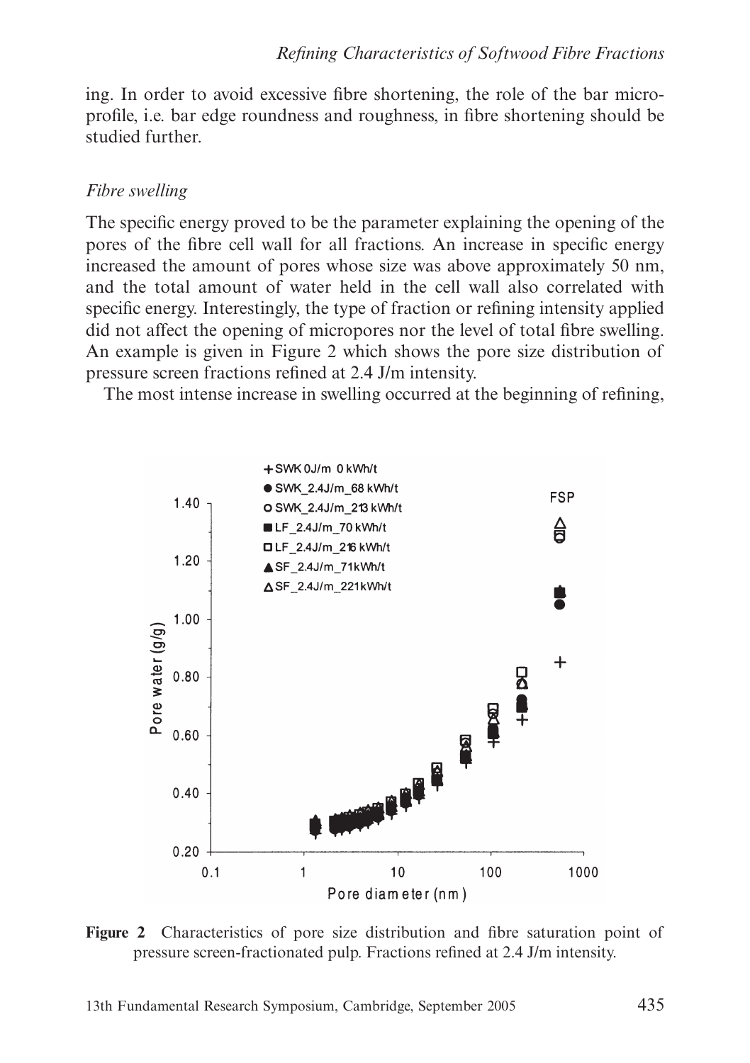ing. In order to avoid excessive fibre shortening, the role of the bar micro-profile, i.e. bar edge roundness and roughness, in fibre shortening should be studied further.

*Fibre swelling*

The specific energy proved to be the parameter explaining the opening of the pores of the fibre cell wall for all fractions. An increase in specific energy increased the amount of pores whose size was above approximately 50 nm, and the total amount of water held in the cell wall also correlated with specific energy. Interestingly, the type of fraction or refining intensity applied did not affect the opening of micropores nor the level of total fibre swelling. An example is given in Figure 2 which shows the pore size distribution of pressure screen fractions refined at 2.4 J/m intensity.

The most intense increase in swelling occurred at the beginning of refining,

**Figure 2** Characteristics of pore size distribution and fibre saturation point of pressure screen-fractionated pulp. Fractions refined at 2.4 J/m intensity.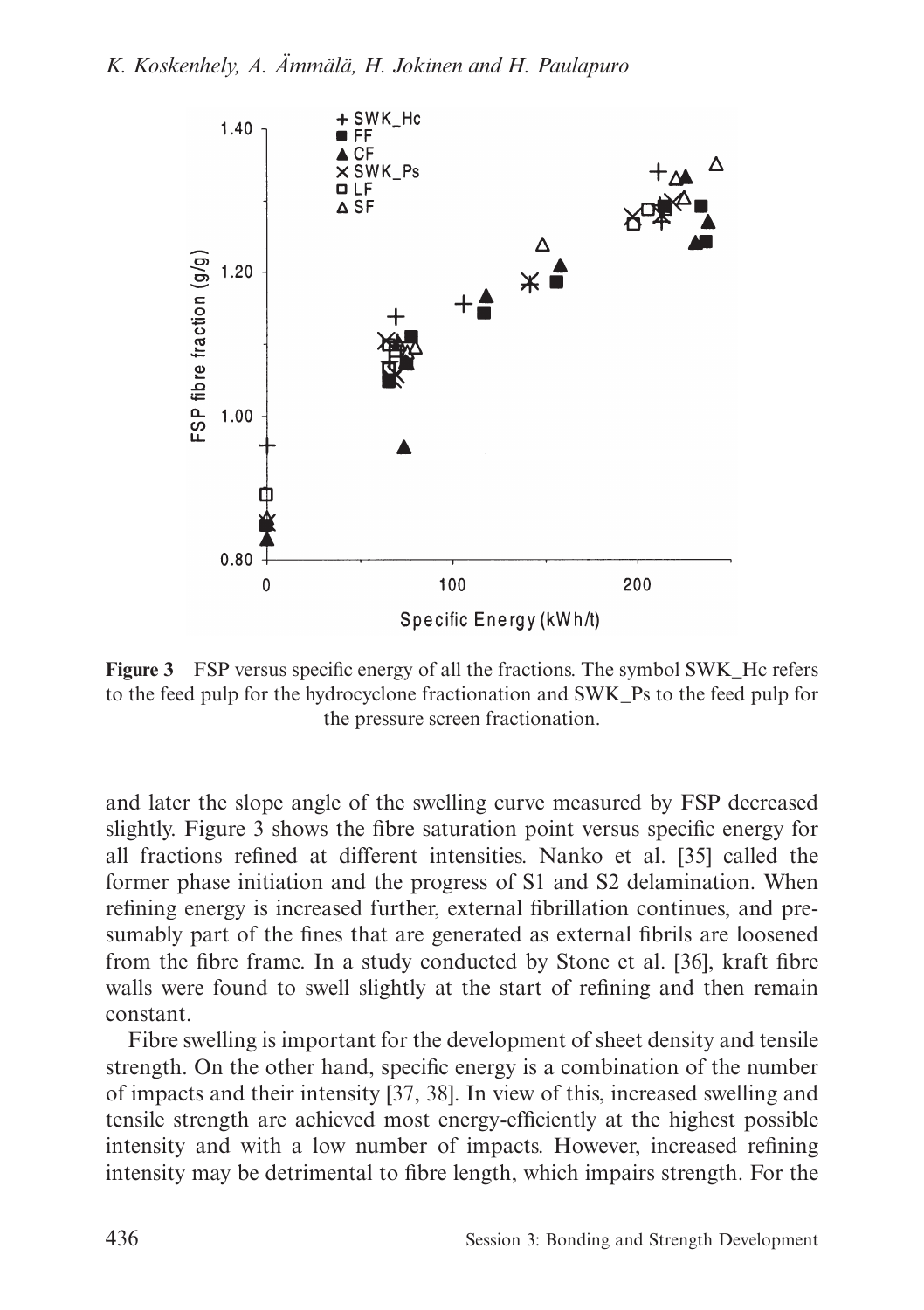**Figure 3** FSP versus specific energy of all the fractions. The symbol SWK_Hc refers to the feed pulp for the hydrocyclone fractionation and SWK_Ps to the feed pulp for the pressure screen fractionation.

and later the slope angle of the swelling curve measured by FSP decreased slightly. Figure 3 shows the fibre saturation point versus specific energy for all fractions refined at different intensities. Nanko et al. [35] called the former phase initiation and the progress of S1 and S2 delamination. When refining energy is increased further, external fibrillation continues, and presumably part of the fines that are generated as external fibrils are loosened from the fibre frame. In a study conducted by Stone et al. [36], kraft fibre walls were found to swell slightly at the start of refining and then remain constant.

Fibre swelling is important for the development of sheet density and tensile strength. On the other hand, specific energy is a combination of the number of impacts and their intensity [37, 38]. In view of this, increased swelling and tensile strength are achieved most energy-efficiently at the highest possible intensity and with a low number of impacts. However, increased refining intensity may be detrimental to fibre length, which impairs strength. For the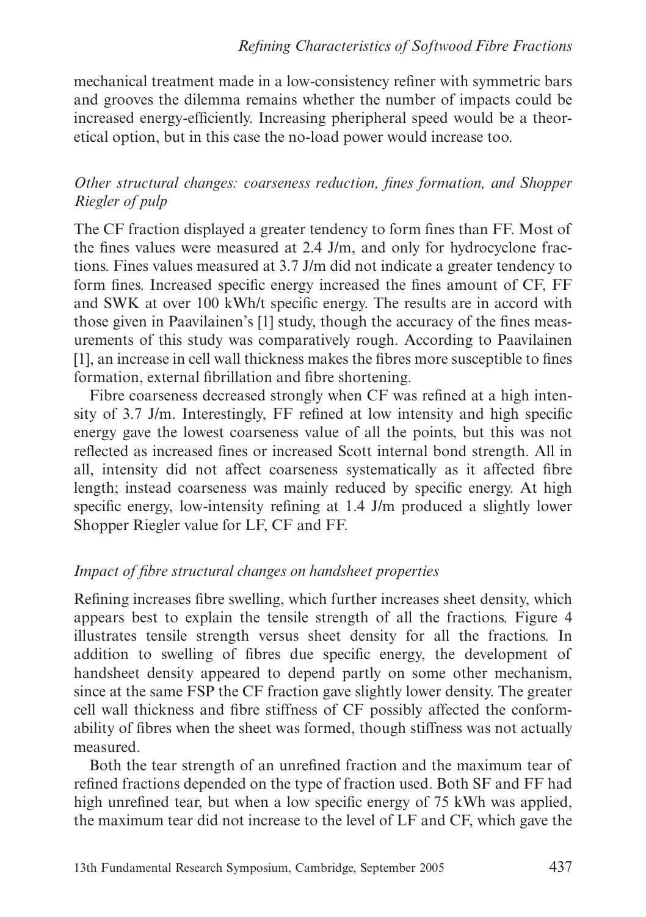mechanical treatment made in a low-consistency refiner with symmetric bars and grooves the dilemma remains whether the number of impacts could be increased energy-efficiently. Increasing pheripheral speed would be a theoretical option, but in this case the no-load power would increase too.

*Other structural changes: coarseness reduction, fines formation, and Shopper Riegler of pulp*

The CF fraction displayed a greater tendency to form fines than FF. Most of the fines values were measured at 2.4 J/m, and only for hydrocyclone fractions. Fines values measured at 3.7 J/m did not indicate a greater tendency to form fines. Increased specific energy increased the fines amount of CF, FF and SWK at over 100 kWh/t specific energy. The results are in accord with those given in Paavilainen's [1] study, though the accuracy of the fines measurements of this study was comparatively rough. According to Paavilainen [1], an increase in cell wall thickness makes the fibres more susceptible to fines formation, external fibrillation and fibre shortening.

Fibre coarseness decreased strongly when CF was refined at a high intensity of 3.7 J/m. Interestingly, FF refined at low intensity and high specific energy gave the lowest coarseness value of all the points, but this was not reflected as increased fines or increased Scott internal bond strength. All in all, intensity did not affect coarseness systematically as it affected fibre length; instead coarseness was mainly reduced by specific energy. At high specific energy, low-intensity refining at 1.4 J/m produced a slightly lower Shopper Riegler value for LF, CF and FF.

*Impact of fibre structural changes on handsheet properties*

Refining increases fibre swelling, which further increases sheet density, which appears best to explain the tensile strength of all the fractions. Figure 4 illustrates tensile strength versus sheet density for all the fractions. In addition to swelling of fibres due specific energy, the development of handsheet density appeared to depend partly on some other mechanism, since at the same FSP the CF fraction gave slightly lower density. The greater cell wall thickness and fibre stiffness of CF possibly affected the conformability of fibres when the sheet was formed, though stiffness was not actually measured.

Both the tear strength of an unrefined fraction and the maximum tear of refined fractions depended on the type of fraction used. Both SF and FF had high unrefined tear, but when a low specific energy of 75 kWh was applied, the maximum tear did not increase to the level of LF and CF, which gave the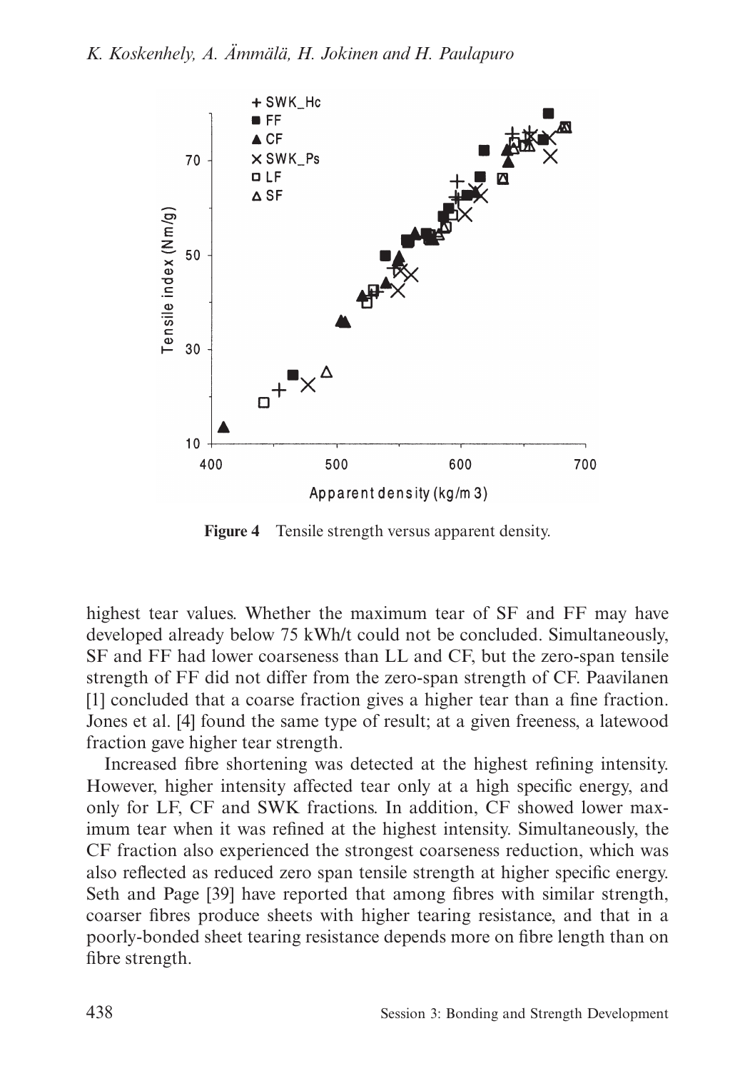**Figure 4** Tensile strength versus apparent density.

highest tear values. Whether the maximum tear of SF and FF may have developed already below 75 kWh/t could not be concluded. Simultaneously, SF and FF had lower coarseness than LL and CF, but the zero-span tensile strength of FF did not differ from the zero-span strength of CF. Paavilanen [1] concluded that a coarse fraction gives a higher tear than a fine fraction. Jones et al. [4] found the same type of result; at a given freeness, a latewood fraction gave higher tear strength.

Increased fibre shortening was detected at the highest refining intensity. However, higher intensity affected tear only at a high specific energy, and only for LF, CF and SWK fractions. In addition, CF showed lower maximum tear when it was refined at the highest intensity. Simultaneously, the CF fraction also experienced the strongest coarseness reduction, which was also reflected as reduced zero span tensile strength at higher specific energy. Seth and Page [39] have reported that among fibres with similar strength, coarser fibres produce sheets with higher tearing resistance, and that in a poorly-bonded sheet tearing resistance depends more on fibre length than on fibre strength.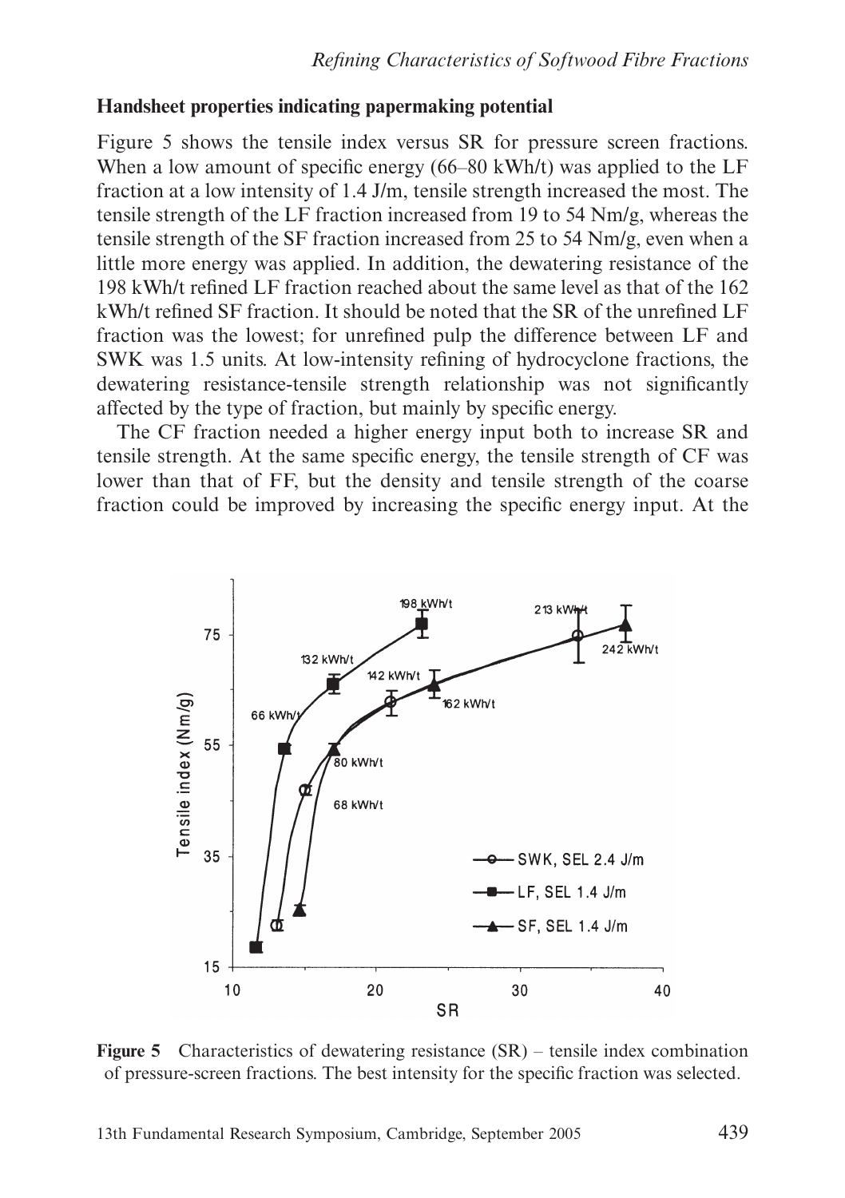## Handsheet properties indicating papermaking potential

Figure 5 shows the tensile index versus SR for pressure screen fractions. When a low amount of specific energy (66–80 kWh/t) was applied to the LF fraction at a low intensity of 1.4 J/m, tensile strength increased the most. The tensile strength of the LF fraction increased from 19 to 54 Nm/g, whereas the tensile strength of the SF fraction increased from 25 to 54 Nm/g, even when a little more energy was applied. In addition, the dewatering resistance of the 198 kWh/t refined LF fraction reached about the same level as that of the 162 kWh/t refined SF fraction. It should be noted that the SR of the unrefined LF fraction was the lowest; for unrefined pulp the difference between LF and SWK was 1.5 units. At low-intensity refining of hydrocyclone fractions, the dewatering resistance-tensile strength relationship was not significantly affected by the type of fraction, but mainly by specific energy.

The CF fraction needed a higher energy input both to increase SR and tensile strength. At the same specific energy, the tensile strength of CF was lower than that of FF, but the density and tensile strength of the coarse fraction could be improved by increasing the specific energy input. At the

**Figure 5** Characteristics of dewatering resistance (SR) – tensile index combination of pressure-screen fractions. The best intensity for the specific fraction was selected.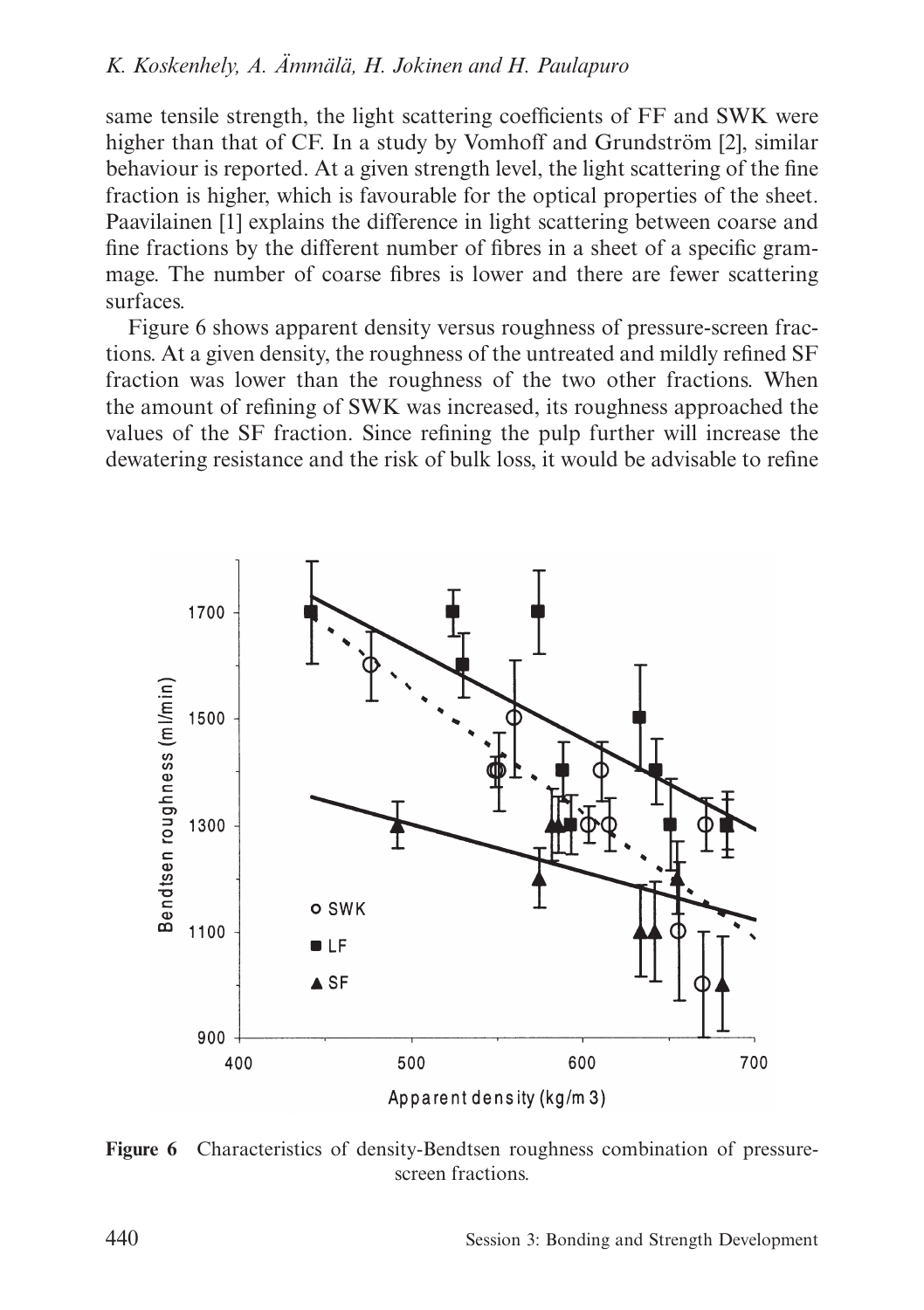same tensile strength, the light scattering coefficients of FF and SWK were higher than that of CF. In a study by Vomhoff and Grundström [2], similar behaviour is reported. At a given strength level, the light scattering of the fine fraction is higher, which is favourable for the optical properties of the sheet. Paavilainen [1] explains the difference in light scattering between coarse and fine fractions by the different number of fibres in a sheet of a specific grammage. The number of coarse fibres is lower and there are fewer scattering surfaces.

Figure 6 shows apparent density versus roughness of pressure-screen fractions. At a given density, the roughness of the untreated and mildly refined SF fraction was lower than the roughness of the two other fractions. When the amount of refining of SWK was increased, its roughness approached the values of the SF fraction. Since refining the pulp further will increase the dewatering resistance and the risk of bulk loss, it would be advisable to refine

**Figure 6** Characteristics of density-Bendtsen roughness combination of pressure-screen fractions.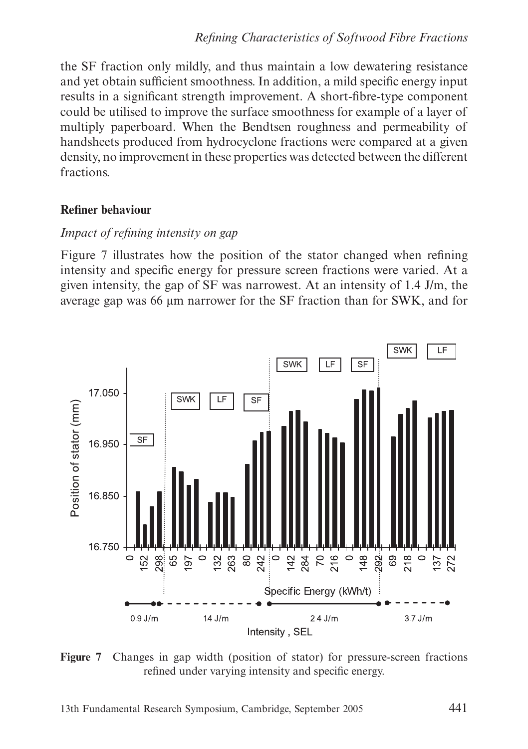the SF fraction only mildly, and thus maintain a low dewatering resistance and yet obtain sufficient smoothness. In addition, a mild specific energy input results in a significant strength improvement. A short-fibre-type component could be utilised to improve the surface smoothness for example of a layer of multiply paperboard. When the Bendtsen roughness and permeability of handsheets produced from hydrocyclone fractions were compared at a given density, no improvement in these properties was detected between the different fractions.

## Refiner behaviour

### *Impact of refining intensity on gap*

Figure 7 illustrates how the position of the stator changed when refining intensity and specific energy for pressure screen fractions were varied. At a given intensity, the gap of SF was narrowest. At an intensity of 1.4 J/m, the average gap was 66 µm narrower for the SF fraction than for SWK, and for

**Figure 7** Changes in gap width (position of stator) for pressure-screen fractions refined under varying intensity and specific energy.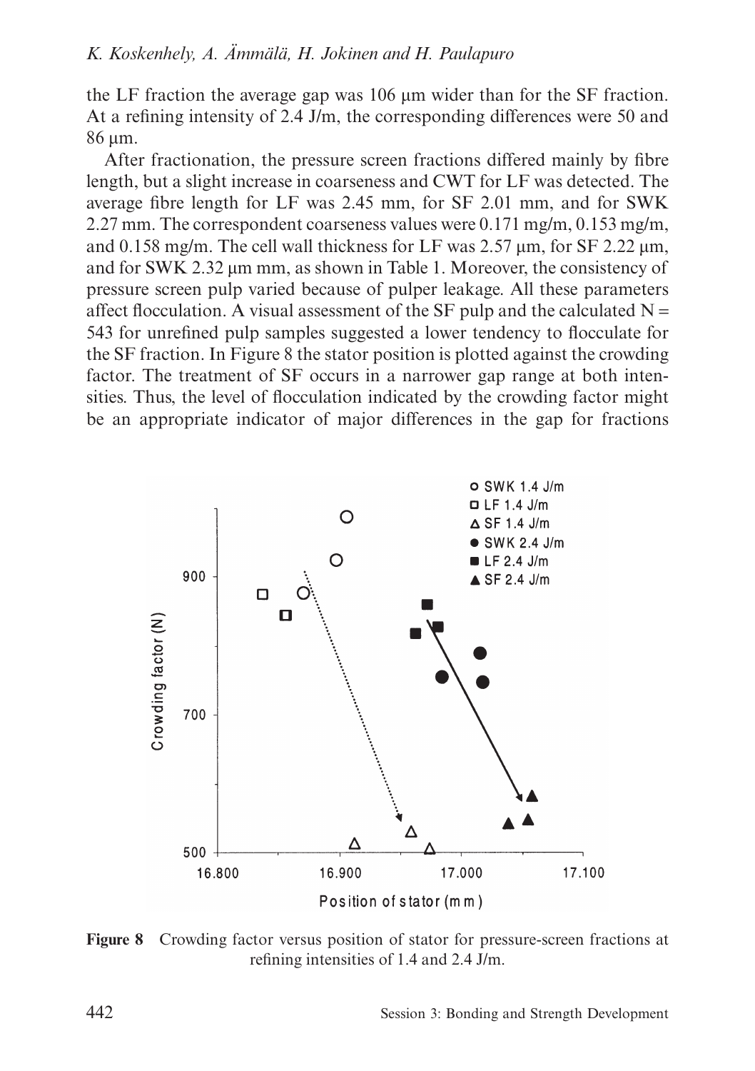the LF fraction the average gap was 106 μm wider than for the SF fraction. At a refining intensity of 2.4 J/m, the corresponding differences were 50 and 86 μm.

After fractionation, the pressure screen fractions differed mainly by fibre length, but a slight increase in coarseness and CWT for LF was detected. The average fibre length for LF was 2.45 mm, for SF 2.01 mm, and for SWK 2.27 mm. The correspondent coarseness values were 0.171 mg/m, 0.153 mg/m, and 0.158 mg/m. The cell wall thickness for LF was 2.57 μm, for SF 2.22 μm, and for SWK 2.32 μm mm, as shown in Table 1. Moreover, the consistency of pressure screen pulp varied because of pulper leakage. All these parameters affect flocculation. A visual assessment of the SF pulp and the calculated $N = 543$ for unrefined pulp samples suggested a lower tendency to flocculate for the SF fraction. In Figure 8 the stator position is plotted against the crowding factor. The treatment of SF occurs in a narrower gap range at both intensities. Thus, the level of flocculation indicated by the crowding factor might be an appropriate indicator of major differences in the gap for fractions

**Figure 8** Crowding factor versus position of stator for pressure-screen fractions at refining intensities of 1.4 and 2.4 J/m.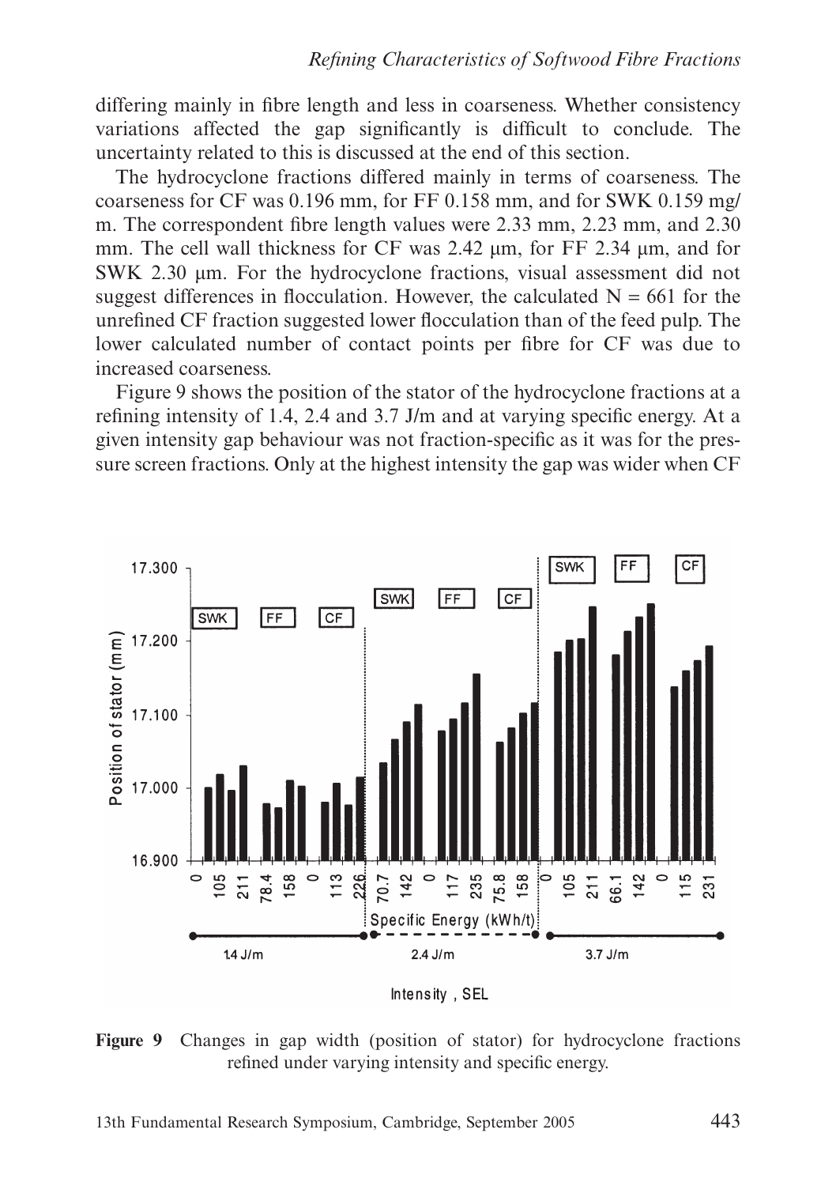differing mainly in fibre length and less in coarseness. Whether consistency variations affected the gap significantly is difficult to conclude. The uncertainty related to this is discussed at the end of this section.

The hydrocyclone fractions differed mainly in terms of coarseness. The coarseness for CF was 0.196 mm, for FF 0.158 mm, and for SWK 0.159 mg/m. The correspondent fibre length values were 2.33 mm, 2.23 mm, and 2.30 mm. The cell wall thickness for CF was 2.42 μm, for FF 2.34 μm, and for SWK 2.30 μm. For the hydrocyclone fractions, visual assessment did not suggest differences in flocculation. However, the calculated N = 661 for the unrefined CF fraction suggested lower flocculation than of the feed pulp. The lower calculated number of contact points per fibre for CF was due to increased coarseness.

Figure 9 shows the position of the stator of the hydrocyclone fractions at a refining intensity of 1.4, 2.4 and 3.7 J/m and at varying specific energy. At a given intensity gap behaviour was not fraction-specific as it was for the pressure screen fractions. Only at the highest intensity the gap was wider when CF

**Figure 9** Changes in gap width (position of stator) for hydrocyclone fractions refined under varying intensity and specific energy.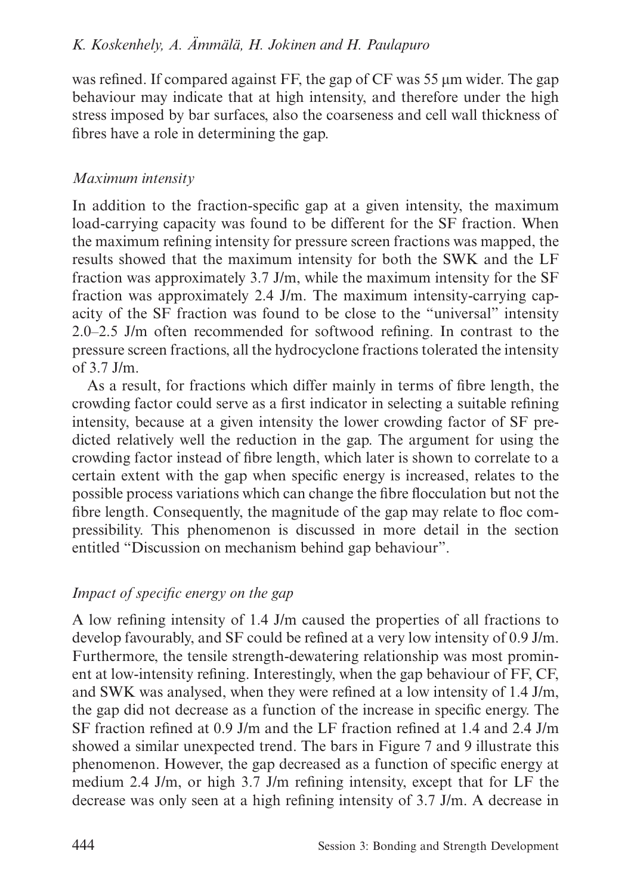was refined. If compared against FF, the gap of CF was 55 μm wider. The gap behaviour may indicate that at high intensity, and therefore under the high stress imposed by bar surfaces, also the coarseness and cell wall thickness of fibres have a role in determining the gap.

### *Maximum intensity*

In addition to the fraction-specific gap at a given intensity, the maximum load-carrying capacity was found to be different for the SF fraction. When the maximum refining intensity for pressure screen fractions was mapped, the results showed that the maximum intensity for both the SWK and the LF fraction was approximately 3.7 J/m, while the maximum intensity for the SF fraction was approximately 2.4 J/m. The maximum intensity-carrying capacity of the SF fraction was found to be close to the "universal" intensity 2.0–2.5 J/m often recommended for softwood refining. In contrast to the pressure screen fractions, all the hydrocyclone fractions tolerated the intensity of 3.7 J/m.

As a result, for fractions which differ mainly in terms of fibre length, the crowding factor could serve as a first indicator in selecting a suitable refining intensity, because at a given intensity the lower crowding factor of SF predicted relatively well the reduction in the gap. The argument for using the crowding factor instead of fibre length, which later is shown to correlate to a certain extent with the gap when specific energy is increased, relates to the possible process variations which can change the fibre flocculation but not the fibre length. Consequently, the magnitude of the gap may relate to floc compressibility. This phenomenon is discussed in more detail in the section entitled "Discussion on mechanism behind gap behaviour".

### *Impact of specific energy on the gap*

A low refining intensity of 1.4 J/m caused the properties of all fractions to develop favourably, and SF could be refined at a very low intensity of 0.9 J/m. Furthermore, the tensile strength-dewatering relationship was most prominent at low-intensity refining. Interestingly, when the gap behaviour of FF, CF, and SWK was analysed, when they were refined at a low intensity of 1.4 J/m, the gap did not decrease as a function of the increase in specific energy. The SF fraction refined at 0.9 J/m and the LF fraction refined at 1.4 and 2.4 J/m showed a similar unexpected trend. The bars in Figure 7 and 9 illustrate this phenomenon. However, the gap decreased as a function of specific energy at medium 2.4 J/m, or high 3.7 J/m refining intensity, except that for LF the decrease was only seen at a high refining intensity of 3.7 J/m. A decrease in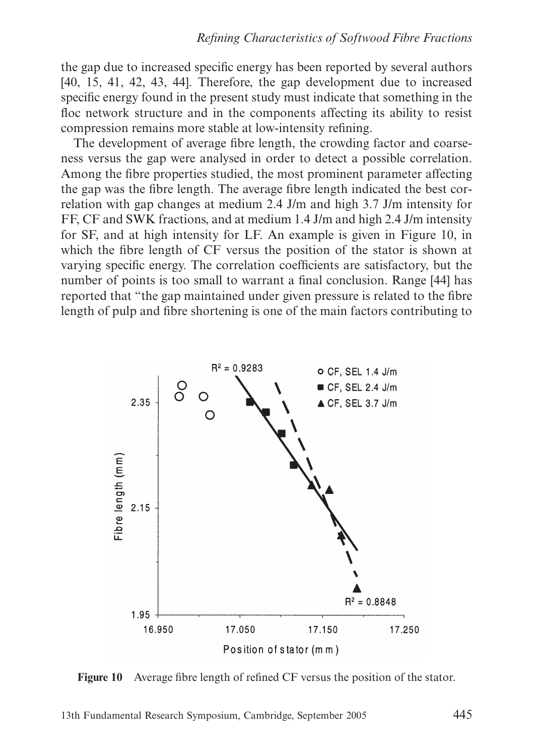the gap due to increased specific energy has been reported by several authors [40, 15, 41, 42, 43, 44]. Therefore, the gap development due to increased specific energy found in the present study must indicate that something in the floc network structure and in the components affecting its ability to resist compression remains more stable at low-intensity refining.

The development of average fibre length, the crowding factor and coarseness versus the gap were analysed in order to detect a possible correlation. Among the fibre properties studied, the most prominent parameter affecting the gap was the fibre length. The average fibre length indicated the best correlation with gap changes at medium 2.4 J/m and high 3.7 J/m intensity for FF, CF and SWK fractions, and at medium 1.4 J/m and high 2.4 J/m intensity for SF, and at high intensity for LF. An example is given in Figure 10, in which the fibre length of CF versus the position of the stator is shown at varying specific energy. The correlation coefficients are satisfactory, but the number of points is too small to warrant a final conclusion. Range [44] has reported that "the gap maintained under given pressure is related to the fibre length of pulp and fibre shortening is one of the main factors contributing to

**Figure 10** Average fibre length of refined CF versus the position of the stator.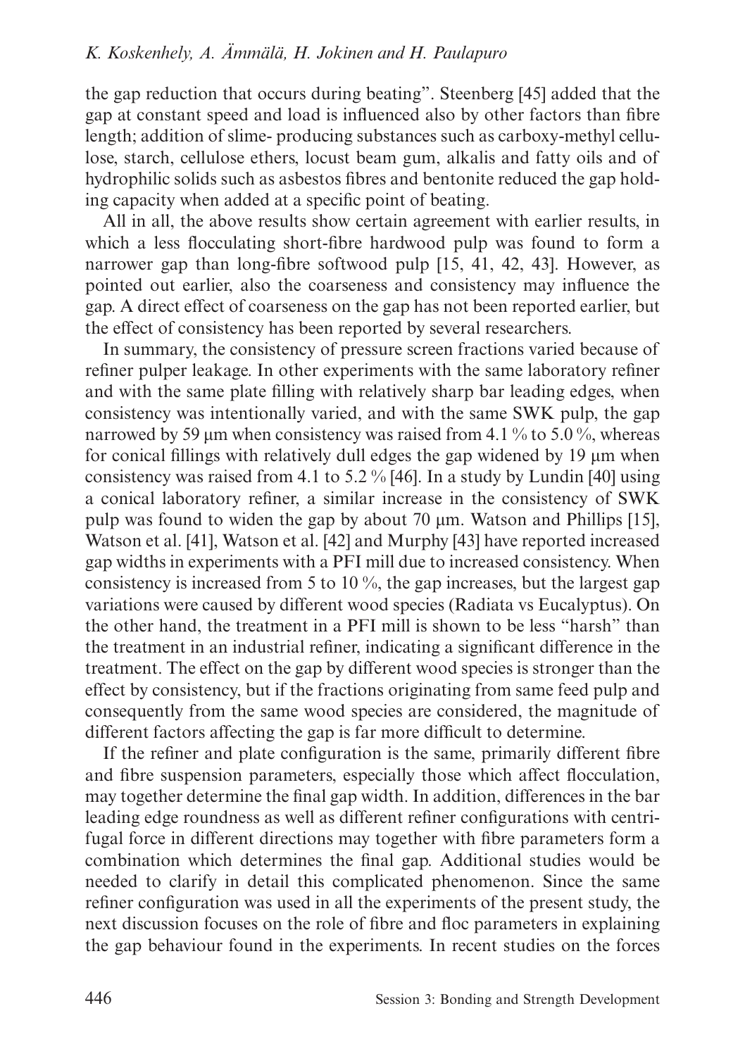the gap reduction that occurs during beating". Steenberg [45] added that the gap at constant speed and load is influenced also by other factors than fibre length; addition of slime- producing substances such as carboxy-methyl cellulose, starch, cellulose ethers, locust beam gum, alkalis and fatty oils and of hydrophilic solids such as asbestos fibres and bentonite reduced the gap holding capacity when added at a specific point of beating.

All in all, the above results show certain agreement with earlier results, in which a less flocculating short-fibre hardwood pulp was found to form a narrower gap than long-fibre softwood pulp [15, 41, 42, 43]. However, as pointed out earlier, also the coarseness and consistency may influence the gap. A direct effect of coarseness on the gap has not been reported earlier, but the effect of consistency has been reported by several researchers.

In summary, the consistency of pressure screen fractions varied because of refiner pulper leakage. In other experiments with the same laboratory refiner and with the same plate filling with relatively sharp bar leading edges, when consistency was intentionally varied, and with the same SWK pulp, the gap narrowed by 59 μm when consistency was raised from 4.1 % to 5.0 %, whereas for conical fillings with relatively dull edges the gap widened by 19 μm when consistency was raised from 4.1 to 5.2 % [46]. In a study by Lundin [40] using a conical laboratory refiner, a similar increase in the consistency of SWK pulp was found to widen the gap by about 70 μm. Watson and Phillips [15], Watson et al. [41], Watson et al. [42] and Murphy [43] have reported increased gap widths in experiments with a PFI mill due to increased consistency. When consistency is increased from 5 to 10 %, the gap increases, but the largest gap variations were caused by different wood species (Radiata vs Eucalyptus). On the other hand, the treatment in a PFI mill is shown to be less "harsh" than the treatment in an industrial refiner, indicating a significant difference in the treatment. The effect on the gap by different wood species is stronger than the effect by consistency, but if the fractions originating from same feed pulp and consequently from the same wood species are considered, the magnitude of different factors affecting the gap is far more difficult to determine.

If the refiner and plate configuration is the same, primarily different fibre and fibre suspension parameters, especially those which affect flocculation, may together determine the final gap width. In addition, differences in the bar leading edge roundness as well as different refiner configurations with centrifugal force in different directions may together with fibre parameters form a combination which determines the final gap. Additional studies would be needed to clarify in detail this complicated phenomenon. Since the same refiner configuration was used in all the experiments of the present study, the next discussion focuses on the role of fibre and floc parameters in explaining the gap behaviour found in the experiments. In recent studies on the forces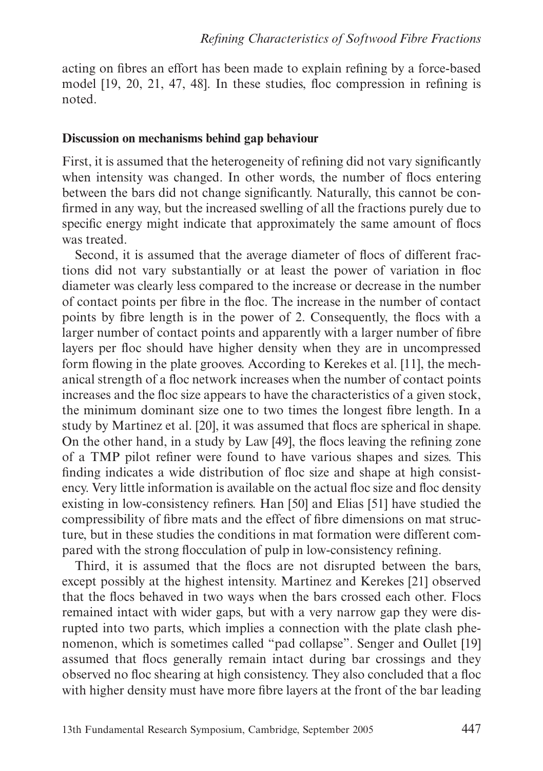acting on fibres an effort has been made to explain refining by a force-based model [19, 20, 21, 47, 48]. In these studies, floc compression in refining is noted.

**Discussion on mechanisms behind gap behaviour**

First, it is assumed that the heterogeneity of refining did not vary significantly when intensity was changed. In other words, the number of flocs entering between the bars did not change significantly. Naturally, this cannot be confirmed in any way, but the increased swelling of all the fractions purely due to specific energy might indicate that approximately the same amount of flocs was treated.

Second, it is assumed that the average diameter of flocs of different fractions did not vary substantially or at least the power of variation in floc diameter was clearly less compared to the increase or decrease in the number of contact points per fibre in the floc. The increase in the number of contact points by fibre length is in the power of 2. Consequently, the flocs with a larger number of contact points and apparently with a larger number of fibre layers per floc should have higher density when they are in uncompressed form flowing in the plate grooves. According to Kerekes et al. [11], the mechanical strength of a floc network increases when the number of contact points increases and the floc size appears to have the characteristics of a given stock, the minimum dominant size one to two times the longest fibre length. In a study by Martinez et al. [20], it was assumed that flocs are spherical in shape. On the other hand, in a study by Law [49], the flocs leaving the refining zone of a TMP pilot refiner were found to have various shapes and sizes. This finding indicates a wide distribution of floc size and shape at high consistency. Very little information is available on the actual floc size and floc density existing in low-consistency refiners. Han [50] and Elias [51] have studied the compressibility of fibre mats and the effect of fibre dimensions on mat structure, but in these studies the conditions in mat formation were different compared with the strong flocculation of pulp in low-consistency refining.

Third, it is assumed that the flocs are not disrupted between the bars, except possibly at the highest intensity. Martinez and Kerekes [21] observed that the flocs behaved in two ways when the bars crossed each other. Flocs remained intact with wider gaps, but with a very narrow gap they were disrupted into two parts, which implies a connection with the plate clash phenomenon, which is sometimes called "pad collapse". Senger and Oullet [19] assumed that flocs generally remain intact during bar crossings and they observed no floc shearing at high consistency. They also concluded that a floc with higher density must have more fibre layers at the front of the bar leading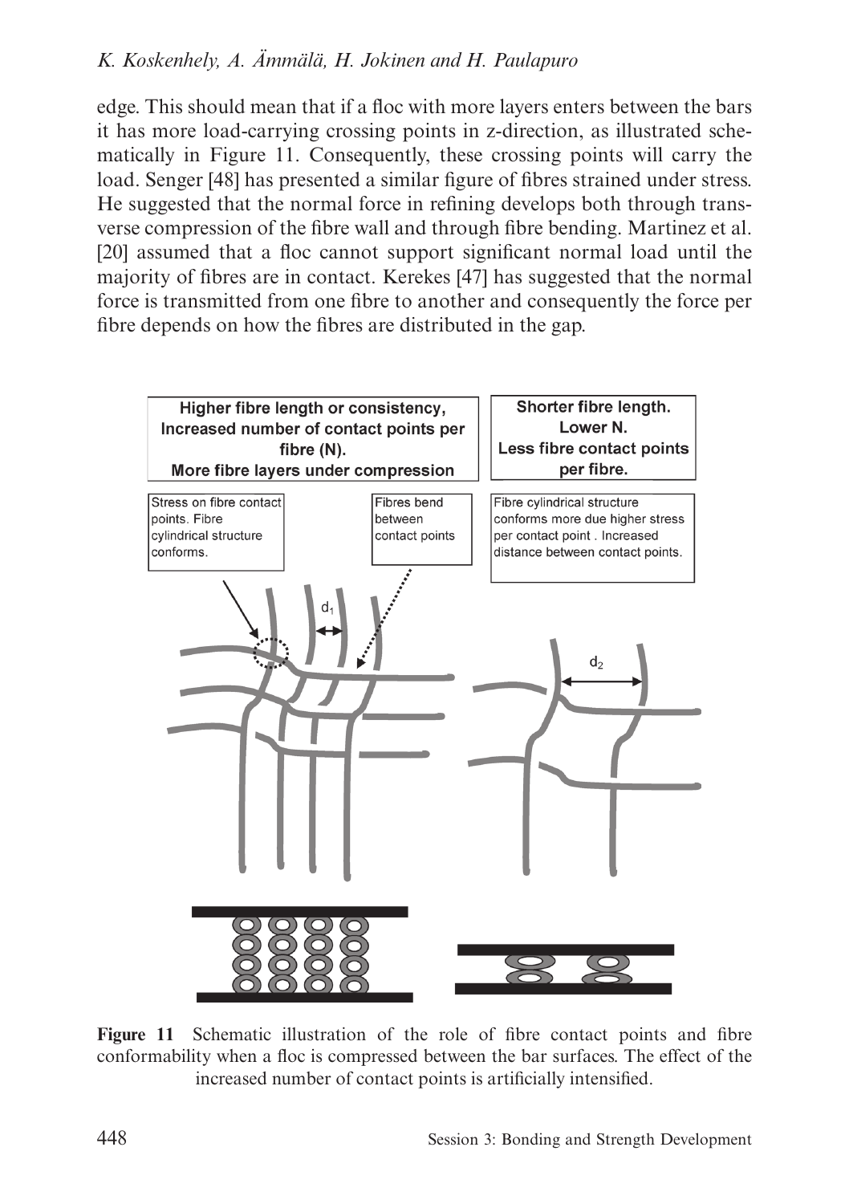edge. This should mean that if a floc with more layers enters between the bars it has more load-carrying crossing points in z-direction, as illustrated schematically in Figure 11. Consequently, these crossing points will carry the load. Senger [48] has presented a similar figure of fibres strained under stress. He suggested that the normal force in refining develops both through transverse compression of the fibre wall and through fibre bending. Martinez et al. [20] assumed that a floc cannot support significant normal load until the majority of fibres are in contact. Kerekes [47] has suggested that the normal force is transmitted from one fibre to another and consequently the force per fibre depends on how the fibres are distributed in the gap.

**Higher fibre length or consistency, Increased number of contact points per fibre (N). More fibre layers under compression**

Stress on fibre contact points. Fibre cylindrical structure conforms.

Fibres bend between contact points

$d_1$

**Shorter fibre length. Lower N. Less fibre contact points per fibre.**

Fibre cylindrical structure conforms more due higher stress per contact point . Increased distance between contact points.

$d_2$

**Figure 11** Schematic illustration of the role of fibre contact points and fibre conformability when a floc is compressed between the bar surfaces. The effect of the increased number of contact points is artificially intensified.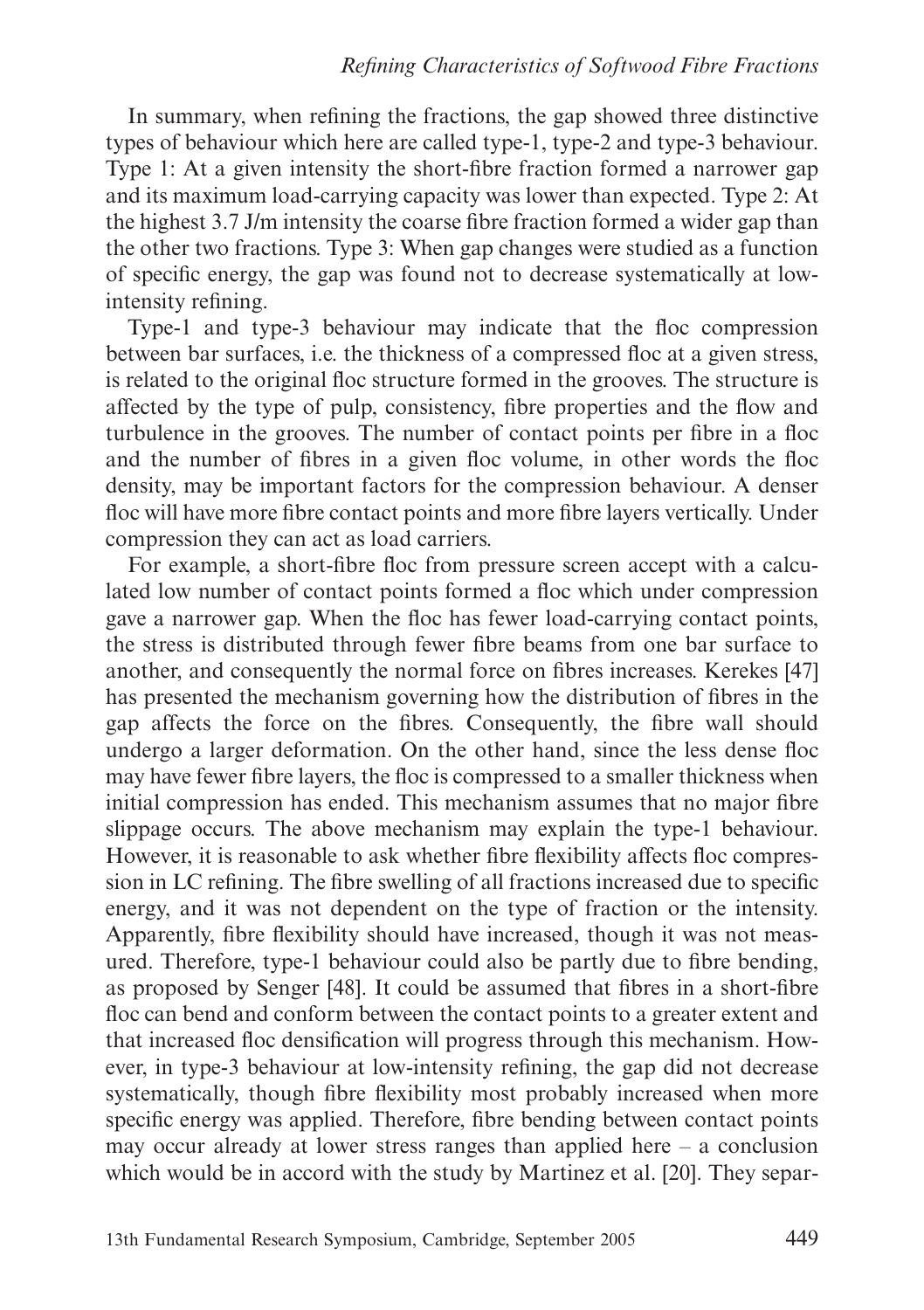In summary, when refining the fractions, the gap showed three distinctive types of behaviour which here are called type-1, type-2 and type-3 behaviour. Type 1: At a given intensity the short-fibre fraction formed a narrower gap and its maximum load-carrying capacity was lower than expected. Type 2: At the highest 3.7 J/m intensity the coarse fibre fraction formed a wider gap than the other two fractions. Type 3: When gap changes were studied as a function of specific energy, the gap was found not to decrease systematically at low-intensity refining.

Type-1 and type-3 behaviour may indicate that the floc compression between bar surfaces, i.e. the thickness of a compressed floc at a given stress, is related to the original floc structure formed in the grooves. The structure is affected by the type of pulp, consistency, fibre properties and the flow and turbulence in the grooves. The number of contact points per fibre in a floc and the number of fibres in a given floc volume, in other words the floc density, may be important factors for the compression behaviour. A denser floc will have more fibre contact points and more fibre layers vertically. Under compression they can act as load carriers.

For example, a short-fibre floc from pressure screen accept with a calculated low number of contact points formed a floc which under compression gave a narrower gap. When the floc has fewer load-carrying contact points, the stress is distributed through fewer fibre beams from one bar surface to another, and consequently the normal force on fibres increases. Kerekes [47] has presented the mechanism governing how the distribution of fibres in the gap affects the force on the fibres. Consequently, the fibre wall should undergo a larger deformation. On the other hand, since the less dense floc may have fewer fibre layers, the floc is compressed to a smaller thickness when initial compression has ended. This mechanism assumes that no major fibre slippage occurs. The above mechanism may explain the type-1 behaviour. However, it is reasonable to ask whether fibre flexibility affects floc compression in LC refining. The fibre swelling of all fractions increased due to specific energy, and it was not dependent on the type of fraction or the intensity. Apparently, fibre flexibility should have increased, though it was not measured. Therefore, type-1 behaviour could also be partly due to fibre bending, as proposed by Senger [48]. It could be assumed that fibres in a short-fibre floc can bend and conform between the contact points to a greater extent and that increased floc densification will progress through this mechanism. However, in type-3 behaviour at low-intensity refining, the gap did not decrease systematically, though fibre flexibility most probably increased when more specific energy was applied. Therefore, fibre bending between contact points may occur already at lower stress ranges than applied here – a conclusion which would be in accord with the study by Martinez et al. [20]. They separ-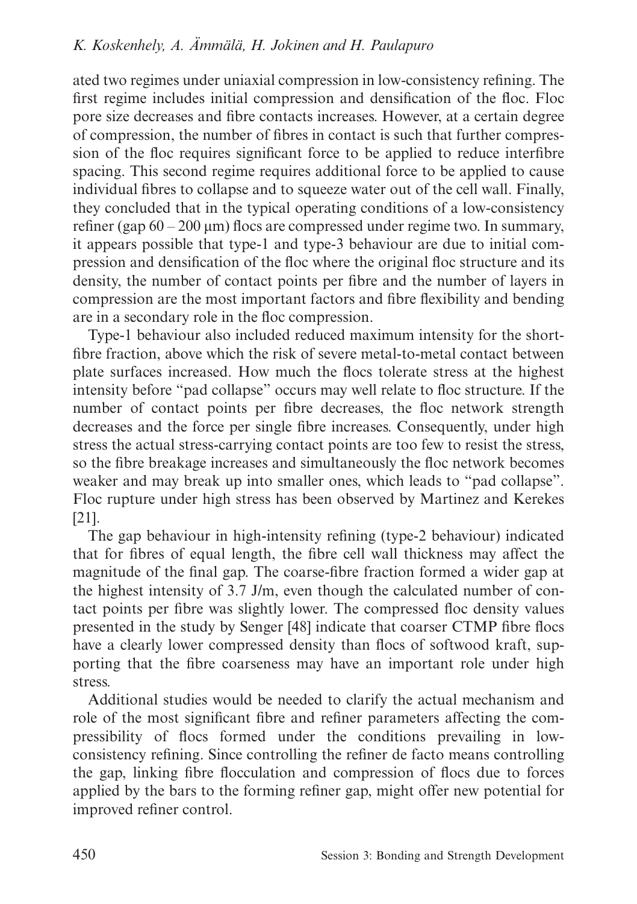ated two regimes under uniaxial compression in low-consistency refining. The first regime includes initial compression and densification of the floc. Floc pore size decreases and fibre contacts increases. However, at a certain degree of compression, the number of fibres in contact is such that further compression of the floc requires significant force to be applied to reduce interfibre spacing. This second regime requires additional force to be applied to cause individual fibres to collapse and to squeeze water out of the cell wall. Finally, they concluded that in the typical operating conditions of a low-consistency refiner (gap 60 – 200 μm) flocs are compressed under regime two. In summary, it appears possible that type-1 and type-3 behaviour are due to initial compression and densification of the floc where the original floc structure and its density, the number of contact points per fibre and the number of layers in compression are the most important factors and fibre flexibility and bending are in a secondary role in the floc compression.

Type-1 behaviour also included reduced maximum intensity for the short-fibre fraction, above which the risk of severe metal-to-metal contact between plate surfaces increased. How much the flocs tolerate stress at the highest intensity before "pad collapse" occurs may well relate to floc structure. If the number of contact points per fibre decreases, the floc network strength decreases and the force per single fibre increases. Consequently, under high stress the actual stress-carrying contact points are too few to resist the stress, so the fibre breakage increases and simultaneously the floc network becomes weaker and may break up into smaller ones, which leads to "pad collapse". Floc rupture under high stress has been observed by Martinez and Kerekes [21].

The gap behaviour in high-intensity refining (type-2 behaviour) indicated that for fibres of equal length, the fibre cell wall thickness may affect the magnitude of the final gap. The coarse-fibre fraction formed a wider gap at the highest intensity of 3.7 J/m, even though the calculated number of contact points per fibre was slightly lower. The compressed floc density values presented in the study by Senger [48] indicate that coarser CTMP fibre flocs have a clearly lower compressed density than flocs of softwood kraft, supporting that the fibre coarseness may have an important role under high stress.

Additional studies would be needed to clarify the actual mechanism and role of the most significant fibre and refiner parameters affecting the compressibility of flocs formed under the conditions prevailing in low-consistency refining. Since controlling the refiner de facto means controlling the gap, linking fibre flocculation and compression of flocs due to forces applied by the bars to the forming refiner gap, might offer new potential for improved refiner control.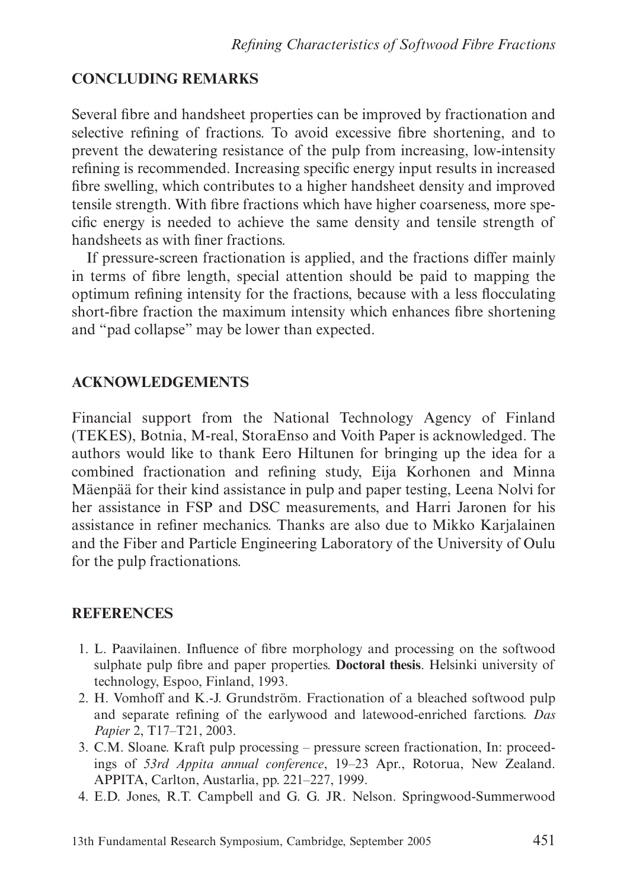## CONCLUDING REMARKS

Several fibre and handsheet properties can be improved by fractionation and selective refining of fractions. To avoid excessive fibre shortening, and to prevent the dewatering resistance of the pulp from increasing, low-intensity refining is recommended. Increasing specific energy input results in increased fibre swelling, which contributes to a higher handsheet density and improved tensile strength. With fibre fractions which have higher coarseness, more specific energy is needed to achieve the same density and tensile strength of handsheets as with finer fractions.

If pressure-screen fractionation is applied, and the fractions differ mainly in terms of fibre length, special attention should be paid to mapping the optimum refining intensity for the fractions, because with a less flocculating short-fibre fraction the maximum intensity which enhances fibre shortening and "pad collapse" may be lower than expected.

## ACKNOWLEDGEMENTS

Financial support from the National Technology Agency of Finland (TEKES), Botnia, M-real, StoraEnso and Voith Paper is acknowledged. The authors would like to thank Eero Hiltunen for bringing up the idea for a combined fractionation and refining study, Eija Korhonen and Minna Mäenpää for their kind assistance in pulp and paper testing, Leena Nolvi for her assistance in FSP and DSC measurements, and Harri Jaronen for his assistance in refiner mechanics. Thanks are also due to Mikko Karjalainen and the Fiber and Particle Engineering Laboratory of the University of Oulu for the pulp fractionations.

## REFERENCES

1. L. Paavilainen. Influence of fibre morphology and processing on the softwood sulphate pulp fibre and paper properties. **Doctoral thesis**. Helsinki university of technology, Espoo, Finland, 1993.
2. H. Vomhoff and K.-J. Grundström. Fractionation of a bleached softwood pulp and separate refining of the earlywood and latewood-enriched farctions. *Das Papier* 2, T17–T21, 2003.
3. C.M. Sloane. Kraft pulp processing – pressure screen fractionation, In: proceedings of *53rd Appita annual conference*, 19–23 Apr., Rotorua, New Zealand. APPITA, Carlton, Austarlia, pp. 221–227, 1999.
4. E.D. Jones, R.T. Campbell and G. G. JR. Nelson. Springwood-Summerwood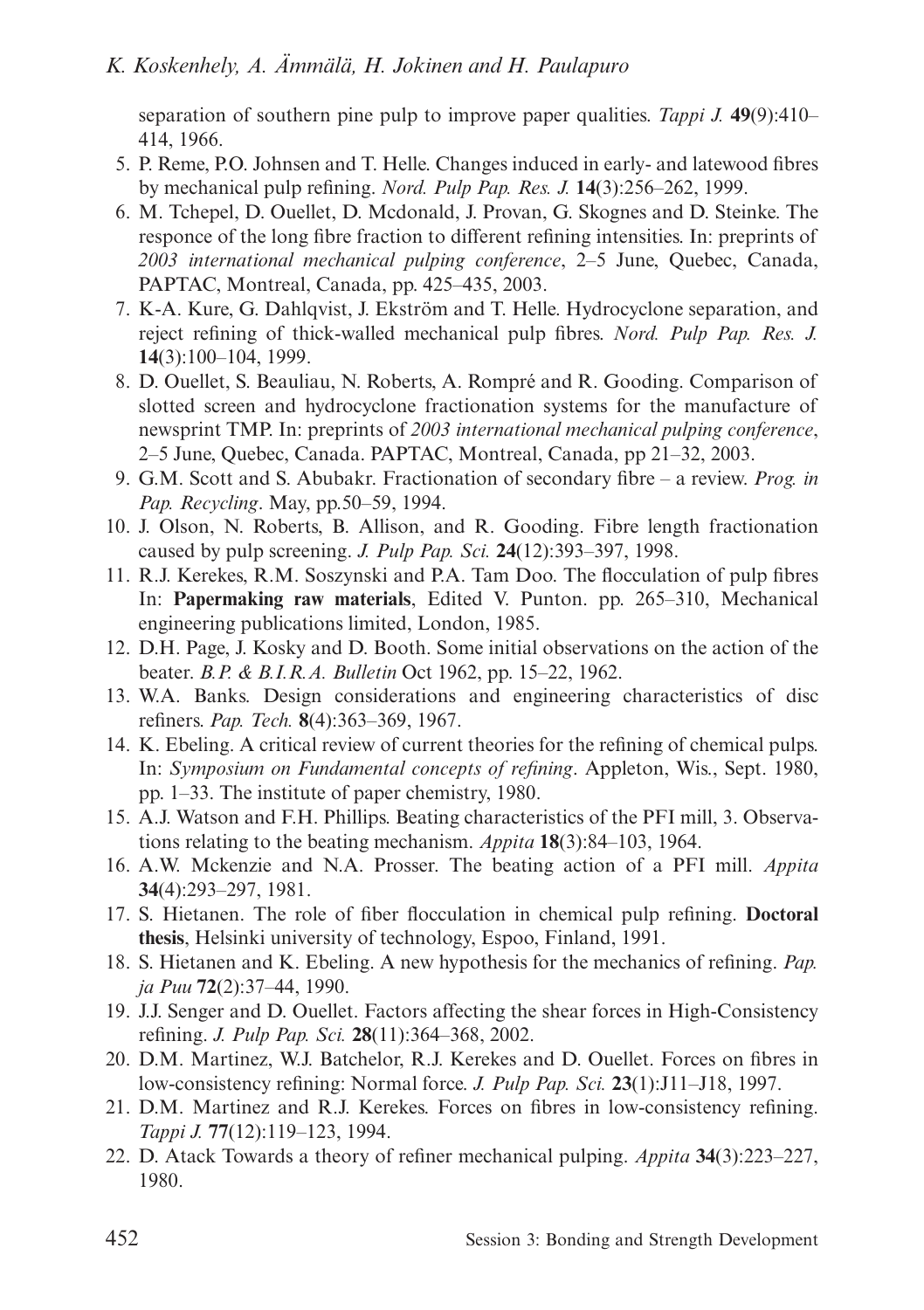separation of southern pine pulp to improve paper qualities. *Tappi J.* **49**(9):410–414, 1966.

5. P. Reme, P.O. Johnsen and T. Helle. Changes induced in early- and latewood fibres by mechanical pulp refining. *Nord. Pulp Pap. Res. J.* **14**(3):256–262, 1999.
6. M. Tchepel, D. Ouellet, D. Mcdonald, J. Provan, G. Skognes and D. Steinke. The responce of the long fibre fraction to different refining intensities. In: preprints of *2003 international mechanical pulping conference*, 2–5 June, Quebec, Canada, PAPTAC, Montreal, Canada, pp. 425–435, 2003.
7. K-A. Kure, G. Dahlqvist, J. Ekström and T. Helle. Hydrocyclone separation, and reject refining of thick-walled mechanical pulp fibres. *Nord. Pulp Pap. Res. J.* **14**(3):100–104, 1999.
8. D. Ouellet, S. Beauliau, N. Roberts, A. Rompré and R. Gooding. Comparison of slotted screen and hydrocyclone fractionation systems for the manufacture of newsprint TMP. In: preprints of *2003 international mechanical pulping conference*, 2–5 June, Quebec, Canada. PAPTAC, Montreal, Canada, pp 21–32, 2003.
9. G.M. Scott and S. Abubakr. Fractionation of secondary fibre – a review. *Prog. in Pap. Recycling*. May, pp.50–59, 1994.
10. J. Olson, N. Roberts, B. Allison, and R. Gooding. Fibre length fractionation caused by pulp screening. *J. Pulp Pap. Sci.* **24**(12):393–397, 1998.
11. R.J. Kerekes, R.M. Soszynski and P.A. Tam Doo. The flocculation of pulp fibres In: **Papermaking raw materials**, Edited V. Punton. pp. 265–310, Mechanical engineering publications limited, London, 1985.
12. D.H. Page, J. Kosky and D. Booth. Some initial observations on the action of the beater. *B.P. & B.I.R.A. Bulletin* Oct 1962, pp. 15–22, 1962.
13. W.A. Banks. Design considerations and engineering characteristics of disc refiners. *Pap. Tech.* **8**(4):363–369, 1967.
14. K. Ebeling. A critical review of current theories for the refining of chemical pulps. In: *Symposium on Fundamental concepts of refining*. Appleton, Wis., Sept. 1980, pp. 1–33. The institute of paper chemistry, 1980.
15. A.J. Watson and F.H. Phillips. Beating characteristics of the PFI mill, 3. Observations relating to the beating mechanism. *Appita* **18**(3):84–103, 1964.
16. A.W. Mckenzie and N.A. Prosser. The beating action of a PFI mill. *Appita* **34**(4):293–297, 1981.
17. S. Hietanen. The role of fiber flocculation in chemical pulp refining. **Doctoral thesis**, Helsinki university of technology, Espoo, Finland, 1991.
18. S. Hietanen and K. Ebeling. A new hypothesis for the mechanics of refining. *Pap. ja Puu* **72**(2):37–44, 1990.
19. J.J. Senger and D. Ouellet. Factors affecting the shear forces in High-Consistency refining. *J. Pulp Pap. Sci.* **28**(11):364–368, 2002.
20. D.M. Martinez, W.J. Batchelor, R.J. Kerekes and D. Ouellet. Forces on fibres in low-consistency refining: Normal force. *J. Pulp Pap. Sci.* **23**(1):J11–J18, 1997.
21. D.M. Martinez and R.J. Kerekes. Forces on fibres in low-consistency refining. *Tappi J.* **77**(12):119–123, 1994.
22. D. Atack Towards a theory of refiner mechanical pulping. *Appita* **34**(3):223–227, 1980.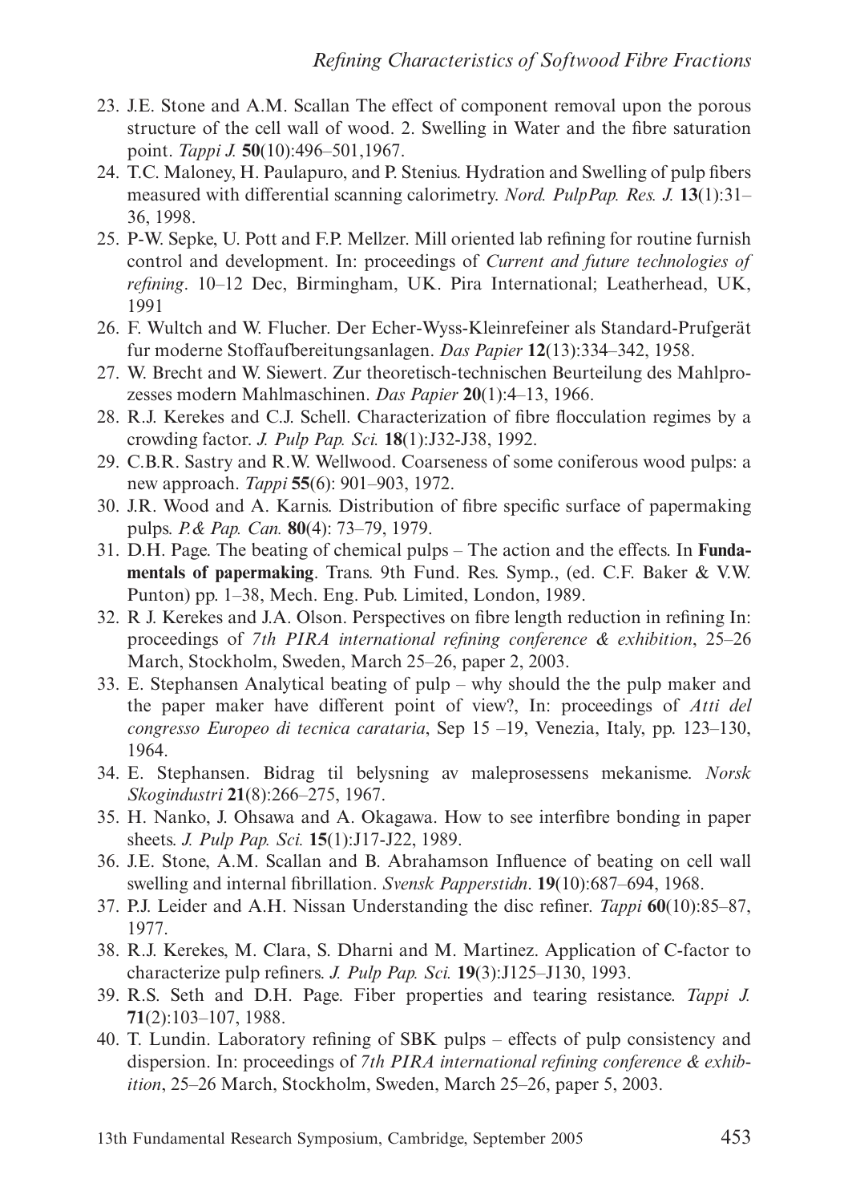23. J.E. Stone and A.M. Scallan The effect of component removal upon the porous structure of the cell wall of wood. 2. Swelling in Water and the fibre saturation point. *Tappi J.* **50**(10):496–501,1967.
24. T.C. Maloney, H. Paulapuro, and P. Stenius. Hydration and Swelling of pulp fibers measured with differential scanning calorimetry. *Nord. PulpPap. Res. J.* **13**(1):31–36, 1998.
25. P-W. Sepke, U. Pott and F.P. Mellzer. Mill oriented lab refining for routine furnish control and development. In: proceedings of *Current and future technologies of refining*. 10–12 Dec, Birmingham, UK. Pira International; Leatherhead, UK, 1991
26. F. Wultch and W. Flucher. Der Echer-Wyss-Kleinrefeiner als Standard-Prufgerät fur moderne Stoffaufbereitungsanlagen. *Das Papier* **12**(13):334–342, 1958.
27. W. Brecht and W. Siewert. Zur theoretisch-technischen Beurteilung des Mahlprozesses modern Mahlmaschinen. *Das Papier* **20**(1):4–13, 1966.
28. R.J. Kerekes and C.J. Schell. Characterization of fibre flocculation regimes by a crowding factor. *J. Pulp Pap. Sci.* **18**(1):J32-J38, 1992.
29. C.B.R. Sastry and R.W. Wellwood. Coarseness of some coniferous wood pulps: a new approach. *Tappi* **55**(6): 901–903, 1972.
30. J.R. Wood and A. Karnis. Distribution of fibre specific surface of papermaking pulps. *P.& Pap. Can.* **80**(4): 73–79, 1979.
31. D.H. Page. The beating of chemical pulps – The action and the effects. In **Fundamentals of papermaking**. Trans. 9th Fund. Res. Symp., (ed. C.F. Baker & V.W. Punton) pp. 1–38, Mech. Eng. Pub. Limited, London, 1989.
32. R J. Kerekes and J.A. Olson. Perspectives on fibre length reduction in refining In: proceedings of *7th PIRA international refining conference & exhibition*, 25–26 March, Stockholm, Sweden, March 25–26, paper 2, 2003.
33. E. Stephansen Analytical beating of pulp – why should the the pulp maker and the paper maker have different point of view?, In: proceedings of *Atti del congresso Europeo di tecnica carataria*, Sep 15 –19, Venezia, Italy, pp. 123–130, 1964.
34. E. Stephansen. Bidrag til belysning av maleprosessens mekanisme. *Norsk Skogindustri* **21**(8):266–275, 1967.
35. H. Nanko, J. Ohsawa and A. Okagawa. How to see interfibre bonding in paper sheets. *J. Pulp Pap. Sci.* **15**(1):J17-J22, 1989.
36. J.E. Stone, A.M. Scallan and B. Abrahamson Influence of beating on cell wall swelling and internal fibrillation. *Svensk Papperstidn*. **19**(10):687–694, 1968.
37. P.J. Leider and A.H. Nissan Understanding the disc refiner. *Tappi* **60**(10):85–87, 1977.
38. R.J. Kerekes, M. Clara, S. Dharni and M. Martinez. Application of C-factor to characterize pulp refiners. *J. Pulp Pap. Sci.* **19**(3):J125–J130, 1993.
39. R.S. Seth and D.H. Page. Fiber properties and tearing resistance. *Tappi J.* **71**(2):103–107, 1988.
40. T. Lundin. Laboratory refining of SBK pulps – effects of pulp consistency and dispersion. In: proceedings of *7th PIRA international refining conference & exhibition*, 25–26 March, Stockholm, Sweden, March 25–26, paper 5, 2003.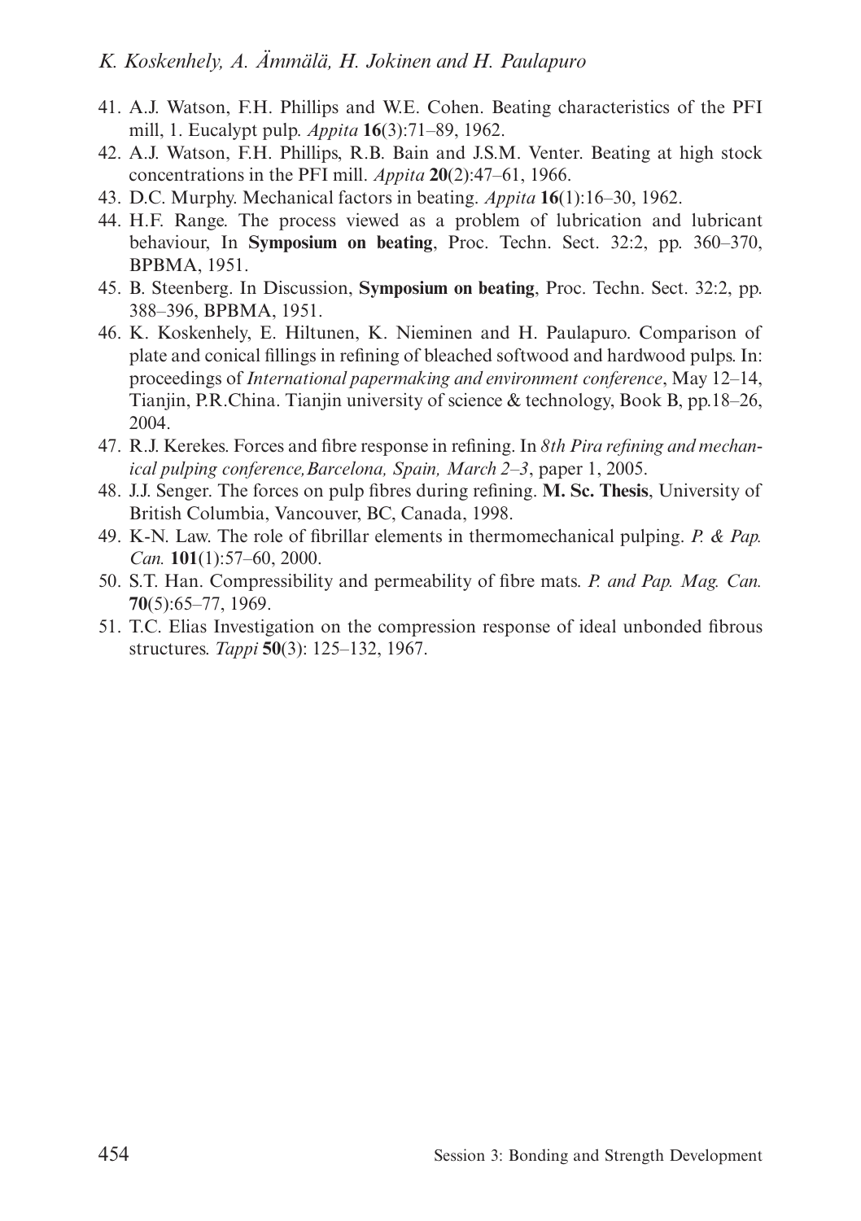41. A.J. Watson, F.H. Phillips and W.E. Cohen. Beating characteristics of the PFI mill, 1. Eucalypt pulp. *Appita* **16**(3):71–89, 1962.
42. A.J. Watson, F.H. Phillips, R.B. Bain and J.S.M. Venter. Beating at high stock concentrations in the PFI mill. *Appita* **20**(2):47–61, 1966.
43. D.C. Murphy. Mechanical factors in beating. *Appita* **16**(1):16–30, 1962.
44. H.F. Range. The process viewed as a problem of lubrication and lubricant behaviour, In **Symposium on beating**, Proc. Techn. Sect. 32:2, pp. 360–370, BPBMA, 1951.
45. B. Steenberg. In Discussion, **Symposium on beating**, Proc. Techn. Sect. 32:2, pp. 388–396, BPBMA, 1951.
46. K. Koskenhely, E. Hiltunen, K. Nieminen and H. Paulapuro. Comparison of plate and conical fillings in refining of bleached softwood and hardwood pulps. In: proceedings of *International papermaking and environment conference*, May 12–14, Tianjin, P.R.China. Tianjin university of science & technology, Book B, pp.18–26, 2004.
47. R.J. Kerekes. Forces and fibre response in refining. In *8th Pira refining and mechanical pulping conference,Barcelona, Spain, March 2–3*, paper 1, 2005.
48. J.J. Senger. The forces on pulp fibres during refining. **M. Sc. Thesis**, University of British Columbia, Vancouver, BC, Canada, 1998.
49. K-N. Law. The role of fibrillar elements in thermomechanical pulping. *P. & Pap. Can.* **101**(1):57–60, 2000.
50. S.T. Han. Compressibility and permeability of fibre mats. *P. and Pap. Mag. Can.* **70**(5):65–77, 1969.
51. T.C. Elias Investigation on the compression response of ideal unbonded fibrous structures. *Tappi* **50**(3): 125–132, 1967.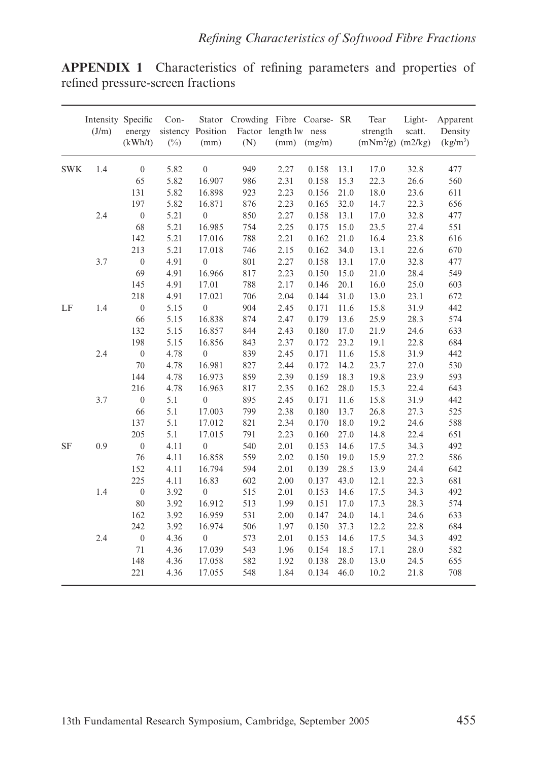**APPENDIX 1** Characteristics of refining parameters and properties of refined pressure-screen fractions

| | Intensity (J/m) | Specific energy (kWh/t) | Consistency (%) | Stator Position (mm) | Crowding Factor (N) | Fibre length lw (mm) | Coarseness (mg/m) | SR | Tear strength ($mNm^2/g$) | Light-scatt. (m2/kg) | Apparent Density ($kg/m^3$) |
|---|---|---|---|---|---|---|---|---|---|---|---|
| SWK | 1.4 | 0 | 5.82 | 0 | 949 | 2.27 | 0.158 | 13.1 | 17.0 | 32.8 | 477 |
| | | 65 | 5.82 | 16.907 | 986 | 2.31 | 0.158 | 15.3 | 22.3 | 26.6 | 560 |
| | | 131 | 5.82 | 16.898 | 923 | 2.23 | 0.156 | 21.0 | 18.0 | 23.6 | 611 |
| | | 197 | 5.82 | 16.871 | 876 | 2.23 | 0.165 | 32.0 | 14.7 | 22.3 | 656 |
| | 2.4 | 0 | 5.21 | 0 | 850 | 2.27 | 0.158 | 13.1 | 17.0 | 32.8 | 477 |
| | | 68 | 5.21 | 16.985 | 754 | 2.25 | 0.175 | 15.0 | 23.5 | 27.4 | 551 |
| | | 142 | 5.21 | 17.016 | 788 | 2.21 | 0.162 | 21.0 | 16.4 | 23.8 | 616 |
| | | 213 | 5.21 | 17.018 | 746 | 2.15 | 0.162 | 34.0 | 13.1 | 22.6 | 670 |
| | 3.7 | 0 | 4.91 | 0 | 801 | 2.27 | 0.158 | 13.1 | 17.0 | 32.8 | 477 |
| | | 69 | 4.91 | 16.966 | 817 | 2.23 | 0.150 | 15.0 | 21.0 | 28.4 | 549 |
| | | 145 | 4.91 | 17.01 | 788 | 2.17 | 0.146 | 20.1 | 16.0 | 25.0 | 603 |
| | | 218 | 4.91 | 17.021 | 706 | 2.04 | 0.144 | 31.0 | 13.0 | 23.1 | 672 |
| LF | 1.4 | 0 | 5.15 | 0 | 904 | 2.45 | 0.171 | 11.6 | 15.8 | 31.9 | 442 |
| | | 66 | 5.15 | 16.838 | 874 | 2.47 | 0.179 | 13.6 | 25.9 | 28.3 | 574 |
| | | 132 | 5.15 | 16.857 | 844 | 2.43 | 0.180 | 17.0 | 21.9 | 24.6 | 633 |
| | | 198 | 5.15 | 16.856 | 843 | 2.37 | 0.172 | 23.2 | 19.1 | 22.8 | 684 |
| | 2.4 | 0 | 4.78 | 0 | 839 | 2.45 | 0.171 | 11.6 | 15.8 | 31.9 | 442 |
| | | 70 | 4.78 | 16.981 | 827 | 2.44 | 0.172 | 14.2 | 23.7 | 27.0 | 530 |
| | | 144 | 4.78 | 16.973 | 859 | 2.39 | 0.159 | 18.3 | 19.8 | 23.9 | 593 |
| | | 216 | 4.78 | 16.963 | 817 | 2.35 | 0.162 | 28.0 | 15.3 | 22.4 | 643 |
| | 3.7 | 0 | 5.1 | 0 | 895 | 2.45 | 0.171 | 11.6 | 15.8 | 31.9 | 442 |
| | | 66 | 5.1 | 17.003 | 799 | 2.38 | 0.180 | 13.7 | 26.8 | 27.3 | 525 |
| | | 137 | 5.1 | 17.012 | 821 | 2.34 | 0.170 | 18.0 | 19.2 | 24.6 | 588 |
| | | 205 | 5.1 | 17.015 | 791 | 2.23 | 0.160 | 27.0 | 14.8 | 22.4 | 651 |
| SF | 0.9 | 0 | 4.11 | 0 | 540 | 2.01 | 0.153 | 14.6 | 17.5 | 34.3 | 492 |
| | | 76 | 4.11 | 16.858 | 559 | 2.02 | 0.150 | 19.0 | 15.9 | 27.2 | 586 |
| | | 152 | 4.11 | 16.794 | 594 | 2.01 | 0.139 | 28.5 | 13.9 | 24.4 | 642 |
| | | 225 | 4.11 | 16.83 | 602 | 2.00 | 0.137 | 43.0 | 12.1 | 22.3 | 681 |
| | 1.4 | 0 | 3.92 | 0 | 515 | 2.01 | 0.153 | 14.6 | 17.5 | 34.3 | 492 |
| | | 80 | 3.92 | 16.912 | 513 | 1.99 | 0.151 | 17.0 | 17.3 | 28.3 | 574 |
| | | 162 | 3.92 | 16.959 | 531 | 2.00 | 0.147 | 24.0 | 14.1 | 24.6 | 633 |
| | | 242 | 3.92 | 16.974 | 506 | 1.97 | 0.150 | 37.3 | 12.2 | 22.8 | 684 |
| | 2.4 | 0 | 4.36 | 0 | 573 | 2.01 | 0.153 | 14.6 | 17.5 | 34.3 | 492 |
| | | 71 | 4.36 | 17.039 | 543 | 1.96 | 0.154 | 18.5 | 17.1 | 28.0 | 582 |
| | | 148 | 4.36 | 17.058 | 582 | 1.92 | 0.138 | 28.0 | 13.0 | 24.5 | 655 |
| | | 221 | 4.36 | 17.055 | 548 | 1.84 | 0.134 | 46.0 | 10.2 | 21.8 | 708 |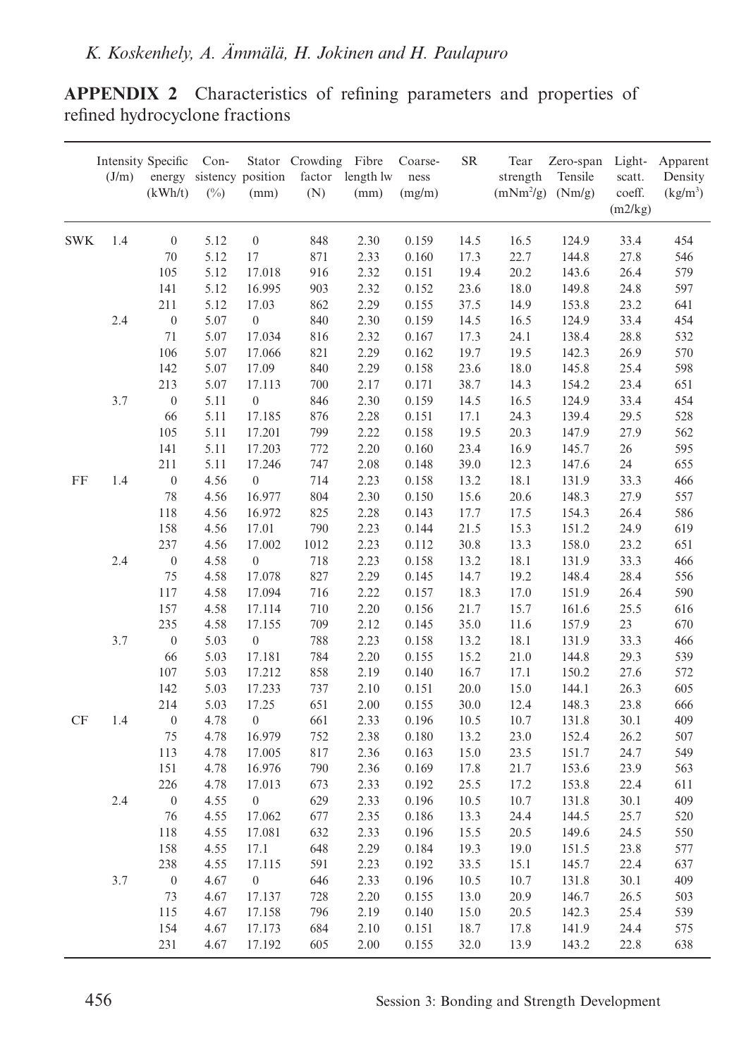**APPENDIX 2** Characteristics of refining parameters and properties of refined hydrocyclone fractions

| | Intensity (J/m) | Specific energy (kWh/t) | Consistency (%) | Stator position (mm) | Crowding factor (N) | Fibre length lw (mm) | Coarseness (mg/m) | SR | Tear strength (mNm²/g) | Zero-span Tensile (Nm/g) | Light-scatt. coeff. (m2/kg) | Apparent Density (kg/m³) |
|---|---|---|---|---|---|---|---|---|---|---|---|---|
| SWK | 1.4 | 0 | 5.12 | 0 | 848 | 2.30 | 0.159 | 14.5 | 16.5 | 124.9 | 33.4 | 454 |
| | | 70 | 5.12 | 17 | 871 | 2.33 | 0.160 | 17.3 | 22.7 | 144.8 | 27.8 | 546 |
| | | 105 | 5.12 | 17.018 | 916 | 2.32 | 0.151 | 19.4 | 20.2 | 143.6 | 26.4 | 579 |
| | | 141 | 5.12 | 16.995 | 903 | 2.32 | 0.152 | 23.6 | 18.0 | 149.8 | 24.8 | 597 |
| | | 211 | 5.12 | 17.03 | 862 | 2.29 | 0.155 | 37.5 | 14.9 | 153.8 | 23.2 | 641 |
| | 2.4 | 0 | 5.07 | 0 | 840 | 2.30 | 0.159 | 14.5 | 16.5 | 124.9 | 33.4 | 454 |
| | | 71 | 5.07 | 17.034 | 816 | 2.32 | 0.167 | 17.3 | 24.1 | 138.4 | 28.8 | 532 |
| | | 106 | 5.07 | 17.066 | 821 | 2.29 | 0.162 | 19.7 | 19.5 | 142.3 | 26.9 | 570 |
| | | 142 | 5.07 | 17.09 | 840 | 2.29 | 0.158 | 23.6 | 18.0 | 145.8 | 25.4 | 598 |
| | | 213 | 5.07 | 17.113 | 700 | 2.17 | 0.171 | 38.7 | 14.3 | 154.2 | 23.4 | 651 |
| | 3.7 | 0 | 5.11 | 0 | 846 | 2.30 | 0.159 | 14.5 | 16.5 | 124.9 | 33.4 | 454 |
| | | 66 | 5.11 | 17.185 | 876 | 2.28 | 0.151 | 17.1 | 24.3 | 139.4 | 29.5 | 528 |
| | | 105 | 5.11 | 17.201 | 799 | 2.22 | 0.158 | 19.5 | 20.3 | 147.9 | 27.9 | 562 |
| | | 141 | 5.11 | 17.203 | 772 | 2.20 | 0.160 | 23.4 | 16.9 | 145.7 | 26 | 595 |
| | | 211 | 5.11 | 17.246 | 747 | 2.08 | 0.148 | 39.0 | 12.3 | 147.6 | 24 | 655 |
| FF | 1.4 | 0 | 4.56 | 0 | 714 | 2.23 | 0.158 | 13.2 | 18.1 | 131.9 | 33.3 | 466 |
| | | 78 | 4.56 | 16.977 | 804 | 2.30 | 0.150 | 15.6 | 20.6 | 148.3 | 27.9 | 557 |
| | | 118 | 4.56 | 16.972 | 825 | 2.28 | 0.143 | 17.7 | 17.5 | 154.3 | 26.4 | 586 |
| | | 158 | 4.56 | 17.01 | 790 | 2.23 | 0.144 | 21.5 | 15.3 | 151.2 | 24.9 | 619 |
| | | 237 | 4.56 | 17.002 | 1012 | 2.23 | 0.112 | 30.8 | 13.3 | 158.0 | 23.2 | 651 |
| | 2.4 | 0 | 4.58 | 0 | 718 | 2.23 | 0.158 | 13.2 | 18.1 | 131.9 | 33.3 | 466 |
| | | 75 | 4.58 | 17.078 | 827 | 2.29 | 0.145 | 14.7 | 19.2 | 148.4 | 28.4 | 556 |
| | | 117 | 4.58 | 17.094 | 716 | 2.22 | 0.157 | 18.3 | 17.0 | 151.9 | 26.4 | 590 |
| | | 157 | 4.58 | 17.114 | 710 | 2.20 | 0.156 | 21.7 | 15.7 | 161.6 | 25.5 | 616 |
| | | 235 | 4.58 | 17.155 | 709 | 2.12 | 0.145 | 35.0 | 11.6 | 157.9 | 23 | 670 |
| | 3.7 | 0 | 5.03 | 0 | 788 | 2.23 | 0.158 | 13.2 | 18.1 | 131.9 | 33.3 | 466 |
| | | 66 | 5.03 | 17.181 | 784 | 2.20 | 0.155 | 15.2 | 21.0 | 144.8 | 29.3 | 539 |
| | | 107 | 5.03 | 17.212 | 858 | 2.19 | 0.140 | 16.7 | 17.1 | 150.2 | 27.6 | 572 |
| | | 142 | 5.03 | 17.233 | 737 | 2.10 | 0.151 | 20.0 | 15.0 | 144.1 | 26.3 | 605 |
| | | 214 | 5.03 | 17.25 | 651 | 2.00 | 0.155 | 30.0 | 12.4 | 148.3 | 23.8 | 666 |
| CF | 1.4 | 0 | 4.78 | 0 | 661 | 2.33 | 0.196 | 10.5 | 10.7 | 131.8 | 30.1 | 409 |
| | | 75 | 4.78 | 16.979 | 752 | 2.38 | 0.180 | 13.2 | 23.0 | 152.4 | 26.2 | 507 |
| | | 113 | 4.78 | 17.005 | 817 | 2.36 | 0.163 | 15.0 | 23.5 | 151.7 | 24.7 | 549 |
| | | 151 | 4.78 | 16.976 | 790 | 2.36 | 0.169 | 17.8 | 21.7 | 153.6 | 23.9 | 563 |
| | | 226 | 4.78 | 17.013 | 673 | 2.33 | 0.192 | 25.5 | 17.2 | 153.8 | 22.4 | 611 |
| | 2.4 | 0 | 4.55 | 0 | 629 | 2.33 | 0.196 | 10.5 | 10.7 | 131.8 | 30.1 | 409 |
| | | 76 | 4.55 | 17.062 | 677 | 2.35 | 0.186 | 13.3 | 24.4 | 144.5 | 25.7 | 520 |
| | | 118 | 4.55 | 17.081 | 632 | 2.33 | 0.196 | 15.5 | 20.5 | 149.6 | 24.5 | 550 |
| | | 158 | 4.55 | 17.1 | 648 | 2.29 | 0.184 | 19.3 | 19.0 | 151.5 | 23.8 | 577 |
| | | 238 | 4.55 | 17.115 | 591 | 2.23 | 0.192 | 33.5 | 15.1 | 145.7 | 22.4 | 637 |
| | 3.7 | 0 | 4.67 | 0 | 646 | 2.33 | 0.196 | 10.5 | 10.7 | 131.8 | 30.1 | 409 |
| | | 73 | 4.67 | 17.137 | 728 | 2.20 | 0.155 | 13.0 | 20.9 | 146.7 | 26.5 | 503 |
| | | 115 | 4.67 | 17.158 | 796 | 2.19 | 0.140 | 15.0 | 20.5 | 142.3 | 25.4 | 539 |
| | | 154 | 4.67 | 17.173 | 684 | 2.10 | 0.151 | 18.7 | 17.8 | 141.9 | 24.4 | 575 |
| | | 231 | 4.67 | 17.192 | 605 | 2.00 | 0.155 | 32.0 | 13.9 | 143.2 | 22.8 | 638 |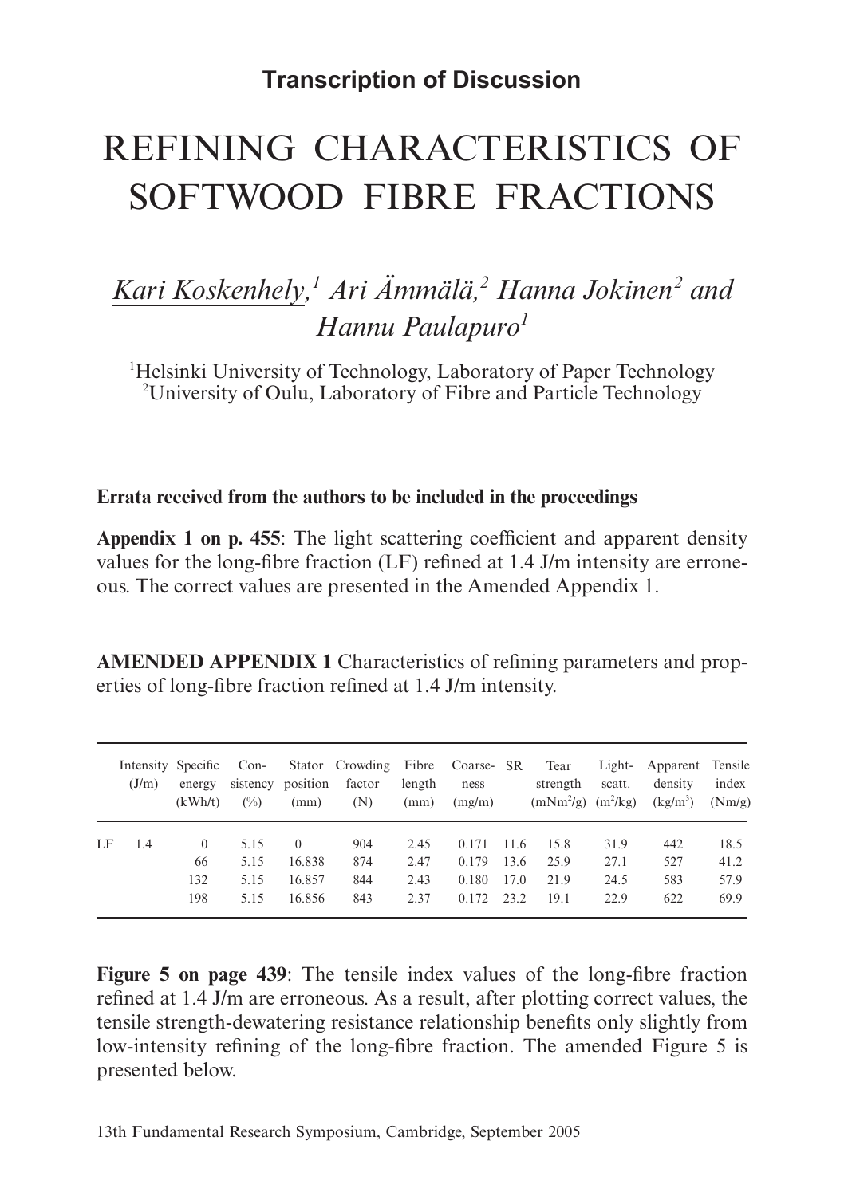**Transcription of Discussion**

# REFINING CHARACTERISTICS OF SOFTWOOD FIBRE FRACTIONS

## *Kari Koskenhely,[1] Ari Ämmälä,[2] Hanna Jokinen[2] and Hannu Paulapuro[1]*

[1]Helsinki University of Technology, Laboratory of Paper Technology
[2]University of Oulu, Laboratory of Fibre and Particle Technology

**Errata received from the authors to be included in the proceedings**

**Appendix 1 on p. 455**: The light scattering coefficient and apparent density values for the long-fibre fraction (LF) refined at 1.4 J/m intensity are erroneous. The correct values are presented in the Amended Appendix 1.

**AMENDED APPENDIX 1** Characteristics of refining parameters and properties of long-fibre fraction refined at 1.4 J/m intensity.

| | Intensity (J/m) | Specific energy (kWh/t) | Con-sistency (%) | Stator position (mm) | Crowding factor (N) | Fibre length (mm) | Coarse-ness (mg/m) | SR | Tear strength ($mNm^2/g$) | Light-scatt. ($m^2/kg$) | Apparent density ($kg/m^3$) | Tensile index (Nm/g) |
|---|---|---|---|---|---|---|---|---|---|---|---|---|
| LF | 1.4 | 0 | 5.15 | 0 | 904 | 2.45 | 0.171 | 11.6 | 15.8 | 31.9 | 442 | 18.5 |
| | | 66 | 5.15 | 16.838 | 874 | 2.47 | 0.179 | 13.6 | 25.9 | 27.1 | 527 | 41.2 |
| | | 132 | 5.15 | 16.857 | 844 | 2.43 | 0.180 | 17.0 | 21.9 | 24.5 | 583 | 57.9 |
| | | 198 | 5.15 | 16.856 | 843 | 2.37 | 0.172 | 23.2 | 19.1 | 22.9 | 622 | 69.9 |

**Figure 5 on page 439**: The tensile index values of the long-fibre fraction refined at 1.4 J/m are erroneous. As a result, after plotting correct values, the tensile strength-dewatering resistance relationship benefits only slightly from low-intensity refining of the long-fibre fraction. The amended Figure 5 is presented below.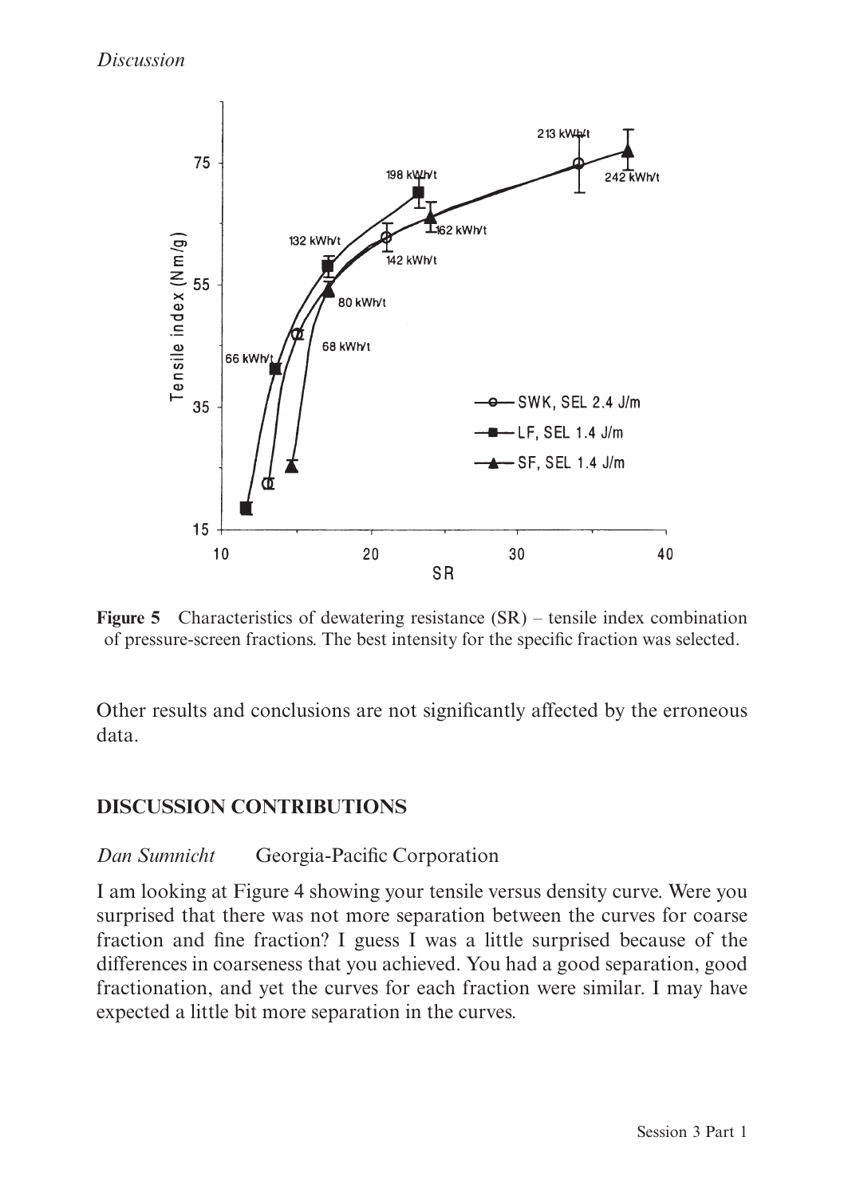**Figure 5** Characteristics of dewatering resistance (SR) – tensile index combination of pressure-screen fractions. The best intensity for the specific fraction was selected.

Other results and conclusions are not significantly affected by the erroneous data.

## DISCUSSION CONTRIBUTIONS

*Dan Sumnicht* Georgia-Pacific Corporation

I am looking at Figure 4 showing your tensile versus density curve. Were you surprised that there was not more separation between the curves for coarse fraction and fine fraction? I guess I was a little surprised because of the differences in coarseness that you achieved. You had a good separation, good fractionation, and yet the curves for each fraction were similar. I may have expected a little bit more separation in the curves.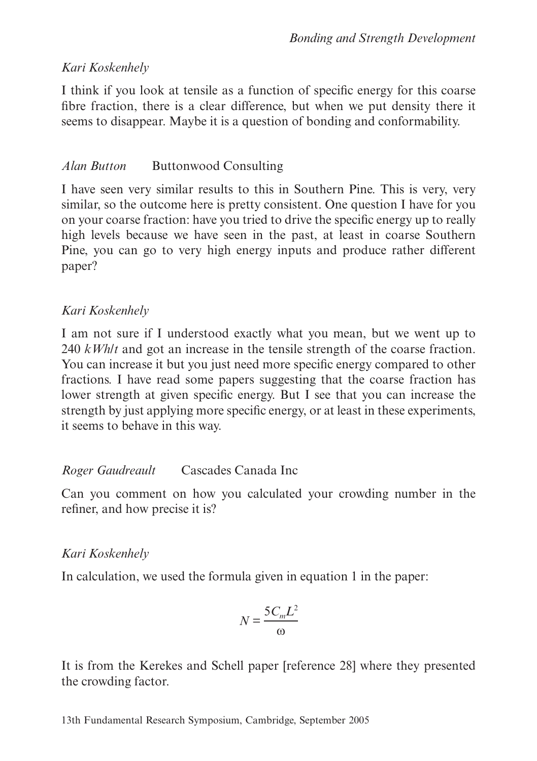*Kari Koskenhely*

I think if you look at tensile as a function of specific energy for this coarse fibre fraction, there is a clear difference, but when we put density there it seems to disappear. Maybe it is a question of bonding and conformability.

*Alan Button* Buttonwood Consulting

I have seen very similar results to this in Southern Pine. This is very, very similar, so the outcome here is pretty consistent. One question I have for you on your coarse fraction: have you tried to drive the specific energy up to really high levels because we have seen in the past, at least in coarse Southern Pine, you can go to very high energy inputs and produce rather different paper?

*Kari Koskenhely*

I am not sure if I understood exactly what you mean, but we went up to 240 *kWh*/*t* and got an increase in the tensile strength of the coarse fraction. You can increase it but you just need more specific energy compared to other fractions. I have read some papers suggesting that the coarse fraction has lower strength at given specific energy. But I see that you can increase the strength by just applying more specific energy, or at least in these experiments, it seems to behave in this way.

*Roger Gaudreault* Cascades Canada Inc

Can you comment on how you calculated your crowding number in the refiner, and how precise it is?

*Kari Koskenhely*

In calculation, we used the formula given in equation 1 in the paper:

$$N = \frac{5C_m L^2}{\omega}$$

It is from the Kerekes and Schell paper [reference 28] where they presented the crowding factor.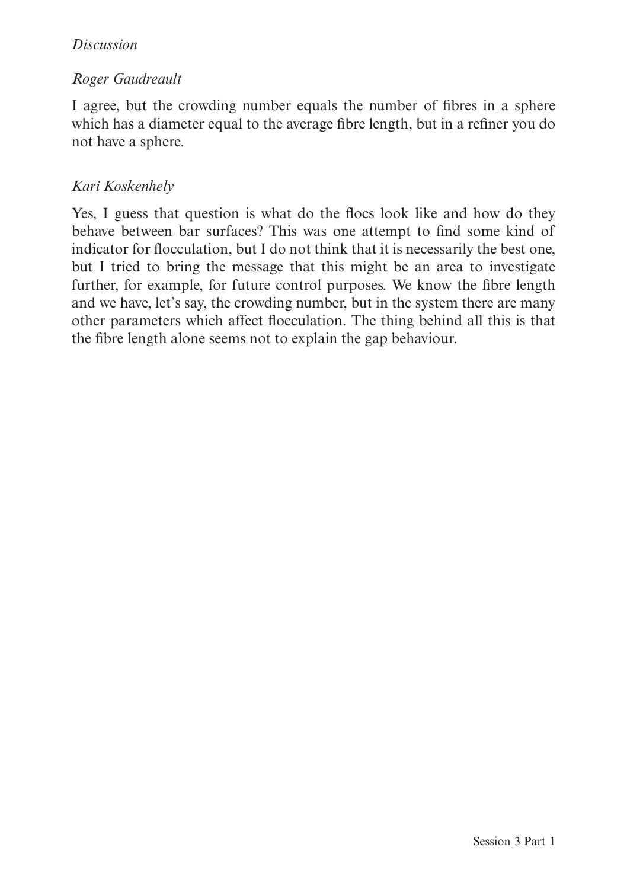*Discussion*

*Roger Gaudreault*

I agree, but the crowding number equals the number of fibres in a sphere which has a diameter equal to the average fibre length, but in a refiner you do not have a sphere.

*Kari Koskenhely*

Yes, I guess that question is what do the flocs look like and how do they behave between bar surfaces? This was one attempt to find some kind of indicator for flocculation, but I do not think that it is necessarily the best one, but I tried to bring the message that this might be an area to investigate further, for example, for future control purposes. We know the fibre length and we have, let's say, the crowding number, but in the system there are many other parameters which affect flocculation. The thing behind all this is that the fibre length alone seems not to explain the gap behaviour.